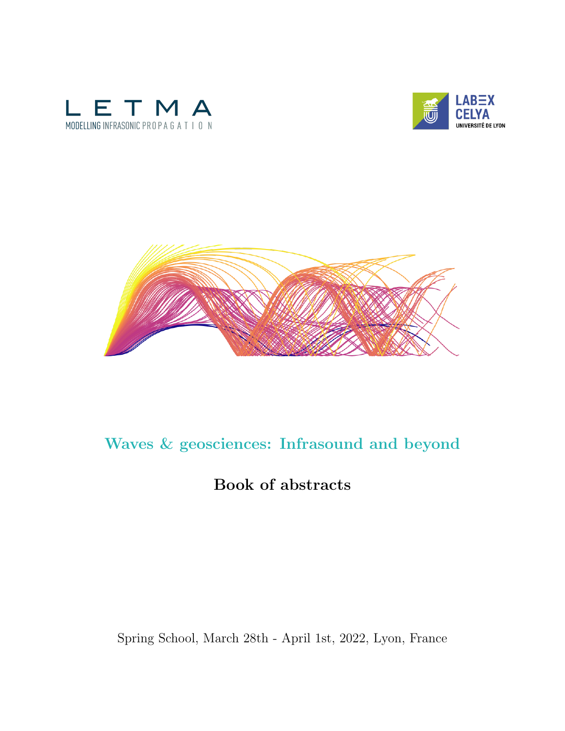L E T M A

MODELLING INFRASONIC PROPAGATION

LABEX CELYA

UNIVERSITÉ DE LYON

# Waves & geosciences: Infrasound and beyond

## Book of abstracts

Spring School, March 28th - April 1st, 2022, Lyon, France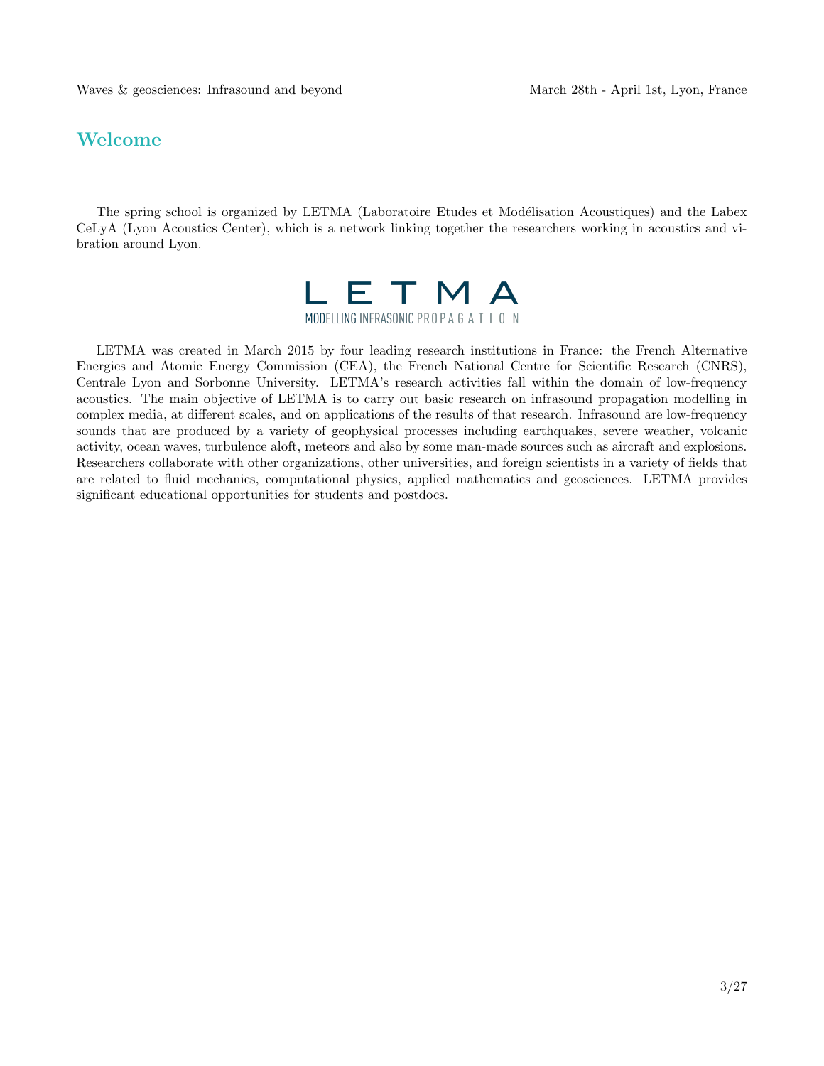## Welcome

The spring school is organized by LETMA (Laboratoire Etudes et Modélisation Acoustiques) and the Labex CeLyA (Lyon Acoustics Center), which is a network linking together the researchers working in acoustics and vibration around Lyon.

LETMA
MODELLING INFRASONIC PROPAGATION

LETMA was created in March 2015 by four leading research institutions in France: the French Alternative Energies and Atomic Energy Commission (CEA), the French National Centre for Scientific Research (CNRS), Centrale Lyon and Sorbonne University. LETMA's research activities fall within the domain of low-frequency acoustics. The main objective of LETMA is to carry out basic research on infrasound propagation modelling in complex media, at different scales, and on applications of the results of that research. Infrasound are low-frequency sounds that are produced by a variety of geophysical processes including earthquakes, severe weather, volcanic activity, ocean waves, turbulence aloft, meteors and also by some man-made sources such as aircraft and explosions. Researchers collaborate with other organizations, other universities, and foreign scientists in a variety of fields that are related to fluid mechanics, computational physics, applied mathematics and geosciences. LETMA provides significant educational opportunities for students and postdocs.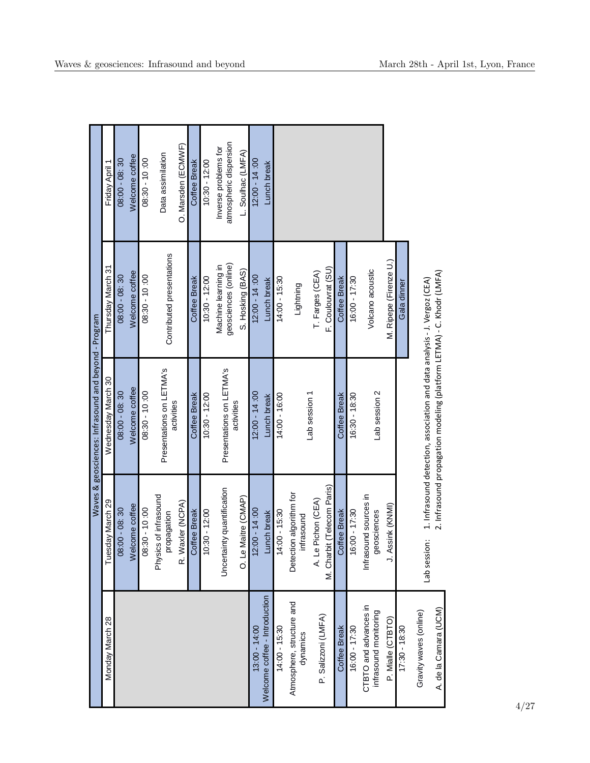# Waves & geosciences: Infrasound and beyond - Program

| Monday March 28 | Tuesday March 29 | Wednesday March 30 | Thursday March 31 | Friday April 1 |
|---|---|---|---|---|
| | 08:00 - 08:30 Welcome coffee | 08:00 - 08:30 Welcome coffee | 08:00 - 08:30 Welcome coffee | 08:00 - 08:30 Welcome coffee |
| | 08:30 - 10:00 Physics of infrasound propagation R. Waxler (NCPA) | 08:30 - 10:00 Presentations on LETMA's activities | 08:30 - 10:00 Contributed presentations | 08:30 - 10:00 Data assimilation O. Marsden (ECMWF) |
| | Coffee Break | Coffee Break | Coffee Break | Coffee Break |
| | 10:30 - 12:00 Uncertainty quantification O. Le Maitre (CMAP) | 10:30 - 12:00 Presentations on LETMA's activities | 10:30 - 12:00 Machine learning in geosciences (online) S. Hosking (BAS) | 10:30 - 12:00 Inverse problems for atmospheric dispersion L. Soulhac (LMFA) |
| 13:00 - 14:00 Welcome coffee - Introduction | 12:00 - 14:00 Lunch break | 12:00 - 14:00 Lunch break | 12:00 - 14:00 Lunch break | 12:00 - 14:00 Lunch break |
| 14:00 - 15:30 Atmosphere, structure and dynamics P. Salizzoni (LMFA) | 14:00 - 15:30 Detection algorithm for infrasound A. Le Pichon (CEA) M. Charbit (Telecom Paris) | 14:00 - 16:00 Lab session 1 | 14:00 - 15:30 Lightning T. Farges (CEA) F. Coulouvrat (SU) | |
| Coffee Break | Coffee Break | Coffee Break | Coffee Break | |
| 16:00 - 17:30 CTBTO and advances in infrasound monitoring P. Mialle (CTBTO) | 16:00 - 17:30 Infrasound sources in geosciences J. Assink (KNMI) | 16:30 - 18:30 Lab session 2 | 16:00 - 17:30 Volcano acoustic M. Ripepe (Firenze U.) | |
| 17:30 - 18:30 Gravity waves (online) A. de la Camara (UCM) | | | Gala dinner | |

Lab session: 1. Infrasound detection, association and data analysis - J. Vergoz (CEA)
2. Infrasound propagation modeling (platform LETMA) - C. Khodr (LMFA)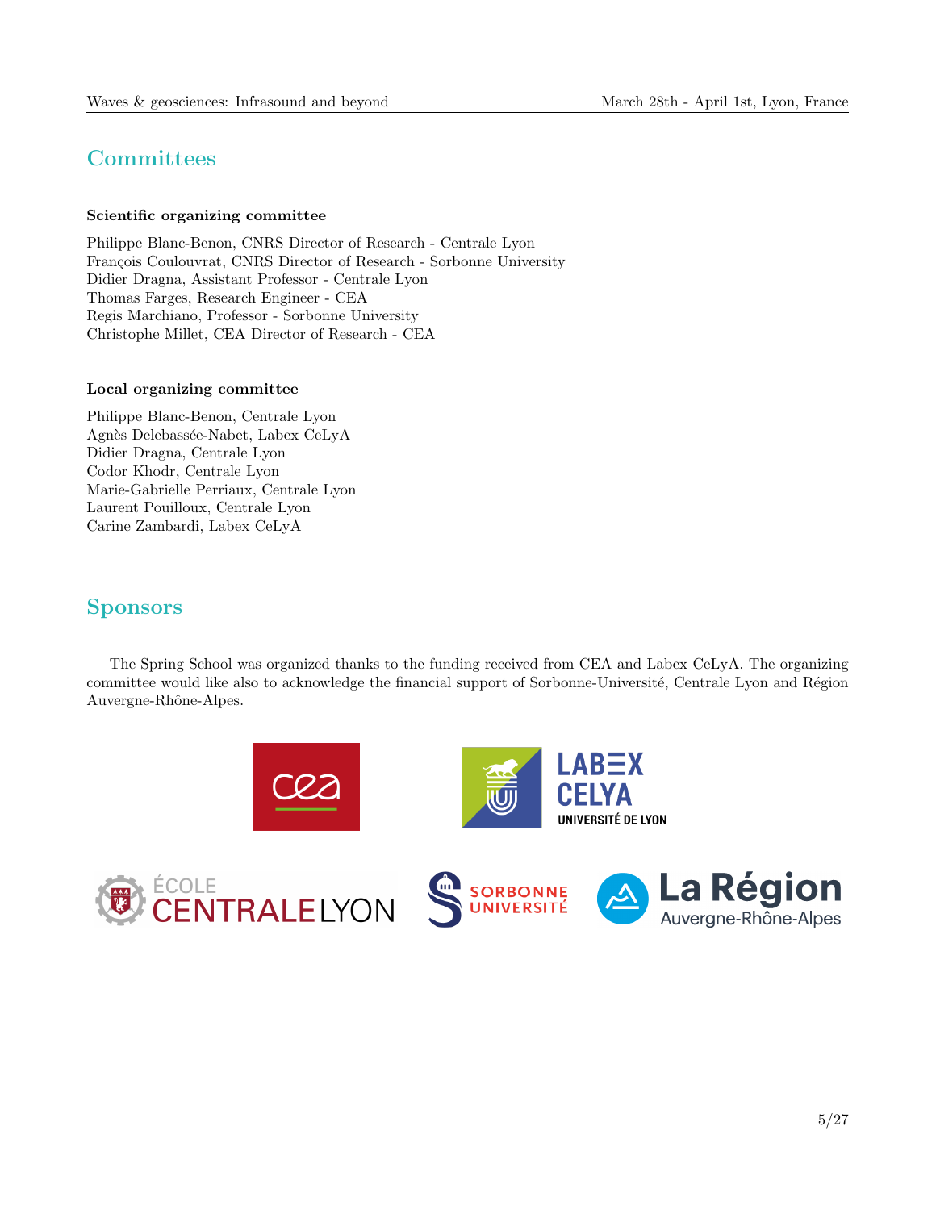## Committees

### Scientific organizing committee

Philippe Blanc-Benon, CNRS Director of Research - Centrale Lyon
François Coulouvrat, CNRS Director of Research - Sorbonne University
Didier Dragna, Assistant Professor - Centrale Lyon
Thomas Farges, Research Engineer - CEA
Regis Marchiano, Professor - Sorbonne University
Christophe Millet, CEA Director of Research - CEA

### Local organizing committee

Philippe Blanc-Benon, Centrale Lyon
Agnès Delebassée-Nabet, Labex CeLyA
Didier Dragna, Centrale Lyon
Codor Khodr, Centrale Lyon
Marie-Gabrielle Perriaux, Centrale Lyon
Laurent Pouilloux, Centrale Lyon
Carine Zambardi, Labex CeLyA

## Sponsors

The Spring School was organized thanks to the funding received from CEA and Labex CeLyA. The organizing committee would like also to acknowledge the financial support of Sorbonne-Université, Centrale Lyon and Région Auvergne-Rhône-Alpes.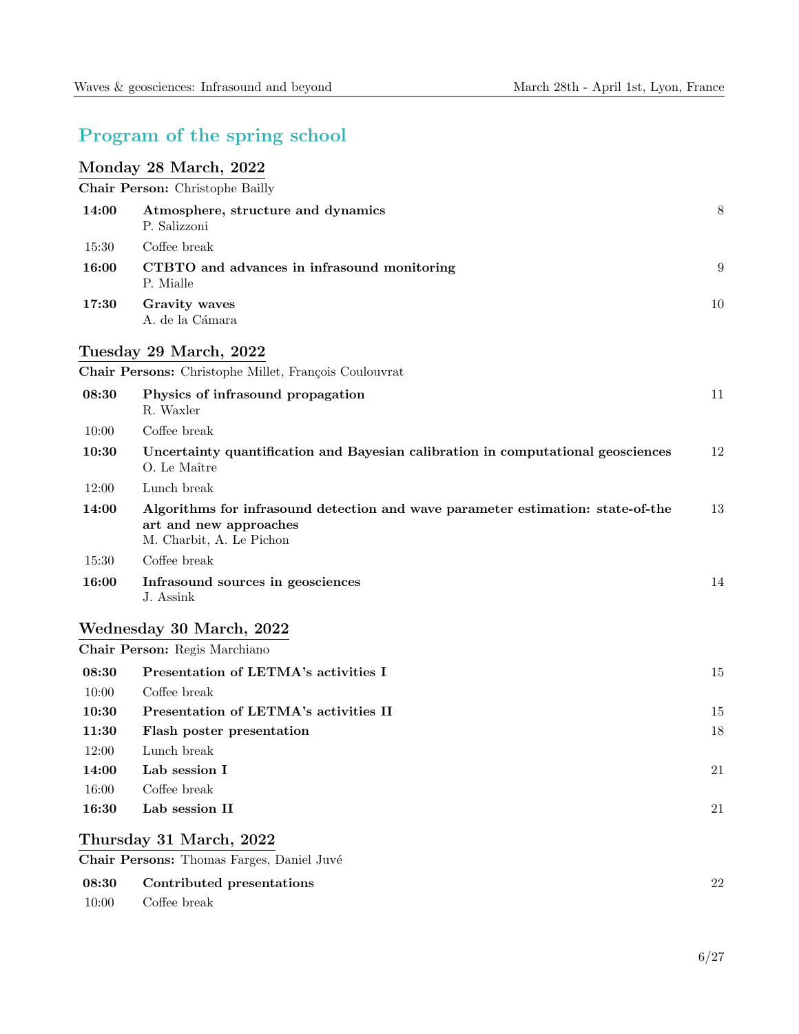## Program of the spring school

### Monday 28 March, 2022

**Chair Person:** Christophe Bailly

| | | |
|---|---|---|
| **14:00** | **Atmosphere, structure and dynamics**<br>P. Salizzoni | 8 |
| 15:30 | Coffee break | |
| **16:00** | **CTBTO and advances in infrasound monitoring**<br>P. Mialle | 9 |
| **17:30** | **Gravity waves**<br>A. de la Cámara | 10 |

### Tuesday 29 March, 2022

**Chair Persons:** Christophe Millet, François Coulouvrat

| | | |
|---|---|---|
| **08:30** | **Physics of infrasound propagation**<br>R. Waxler | 11 |
| 10:00 | Coffee break | |
| **10:30** | **Uncertainty quantification and Bayesian calibration in computational geosciences**<br>O. Le Maître | 12 |
| 12:00 | Lunch break | |
| **14:00** | **Algorithms for infrasound detection and wave parameter estimation: state-of-the art and new approaches**<br>M. Charbit, A. Le Pichon | 13 |
| 15:30 | Coffee break | |
| **16:00** | **Infrasound sources in geosciences**<br>J. Assink | 14 |

### Wednesday 30 March, 2022

**Chair Person:** Regis Marchiano

| | | |
|---|---|---|
| **08:30** | **Presentation of LETMA's activities I** | 15 |
| 10:00 | Coffee break | |
| **10:30** | **Presentation of LETMA's activities II** | 15 |
| **11:30** | **Flash poster presentation** | 18 |
| 12:00 | Lunch break | |
| **14:00** | **Lab session I** | 21 |
| 16:00 | Coffee break | |
| **16:30** | **Lab session II** | 21 |

### Thursday 31 March, 2022

**Chair Persons:** Thomas Farges, Daniel Juvé

| | | |
|---|---|---|
| **08:30** | **Contributed presentations** | 22 |
| 10:00 | Coffee break | |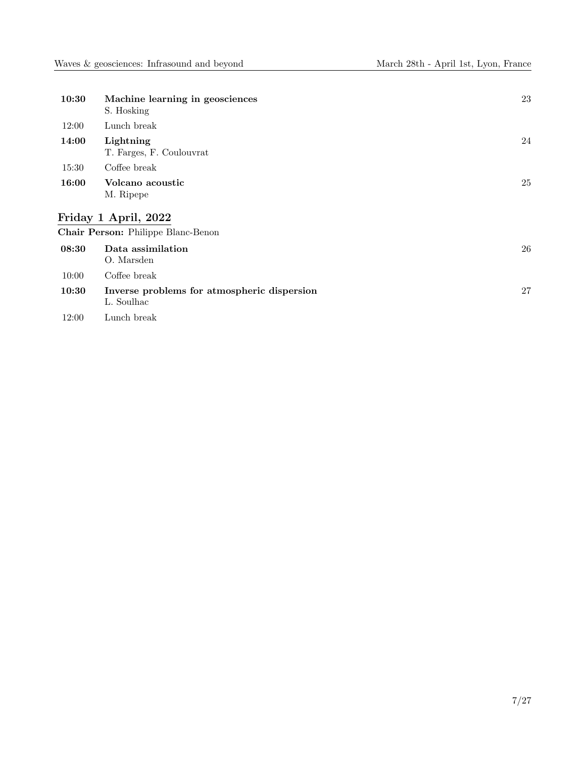| | | |
|---|---|---|
| **10:30** | **Machine learning in geosciences**<br>S. Hosking | 23 |
| 12:00 | Lunch break | |
| **14:00** | **Lightning**<br>T. Farges, F. Coulouvrat | 24 |
| 15:30 | Coffee break | |
| **16:00** | **Volcano acoustic**<br>M. Ripepe | 25 |

## Friday 1 April, 2022

**Chair Person:** Philippe Blanc-Benon

| | | |
|---|---|---|
| **08:30** | **Data assimilation**<br>O. Marsden | 26 |
| 10:00 | Coffee break | |
| **10:30** | **Inverse problems for atmospheric dispersion**<br>L. Soulhac | 27 |
| 12:00 | Lunch break | |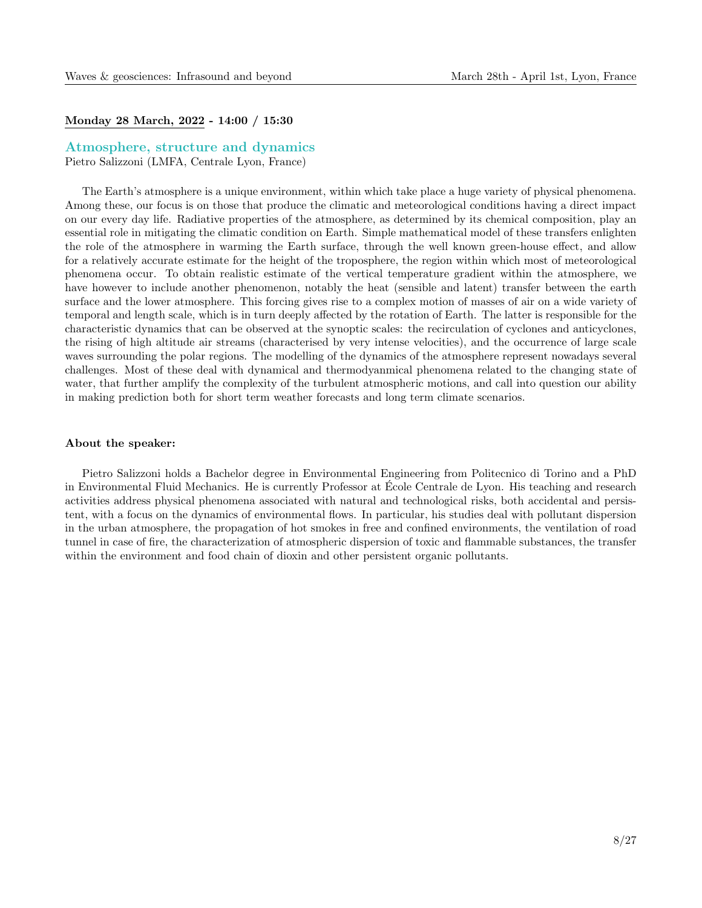**Monday 28 March, 2022 - 14:00 / 15:30**

## Atmosphere, structure and dynamics

Pietro Salizzoni (LMFA, Centrale Lyon, France)

The Earth's atmosphere is a unique environment, within which take place a huge variety of physical phenomena. Among these, our focus is on those that produce the climatic and meteorological conditions having a direct impact on our every day life. Radiative properties of the atmosphere, as determined by its chemical composition, play an essential role in mitigating the climatic condition on Earth. Simple mathematical model of these transfers enlighten the role of the atmosphere in warming the Earth surface, through the well known green-house effect, and allow for a relatively accurate estimate for the height of the troposphere, the region within which most of meteorological phenomena occur. To obtain realistic estimate of the vertical temperature gradient within the atmosphere, we have however to include another phenomenon, notably the heat (sensible and latent) transfer between the earth surface and the lower atmosphere. This forcing gives rise to a complex motion of masses of air on a wide variety of temporal and length scale, which is in turn deeply affected by the rotation of Earth. The latter is responsible for the characteristic dynamics that can be observed at the synoptic scales: the recirculation of cyclones and anticyclones, the rising of high altitude air streams (characterised by very intense velocities), and the occurrence of large scale waves surrounding the polar regions. The modelling of the dynamics of the atmosphere represent nowadays several challenges. Most of these deal with dynamical and thermodyanmical phenomena related to the changing state of water, that further amplify the complexity of the turbulent atmospheric motions, and call into question our ability in making prediction both for short term weather forecasts and long term climate scenarios.

**About the speaker:**

Pietro Salizzoni holds a Bachelor degree in Environmental Engineering from Politecnico di Torino and a PhD in Environmental Fluid Mechanics. He is currently Professor at École Centrale de Lyon. His teaching and research activities address physical phenomena associated with natural and technological risks, both accidental and persistent, with a focus on the dynamics of environmental flows. In particular, his studies deal with pollutant dispersion in the urban atmosphere, the propagation of hot smokes in free and confined environments, the ventilation of road tunnel in case of fire, the characterization of atmospheric dispersion of toxic and flammable substances, the transfer within the environment and food chain of dioxin and other persistent organic pollutants.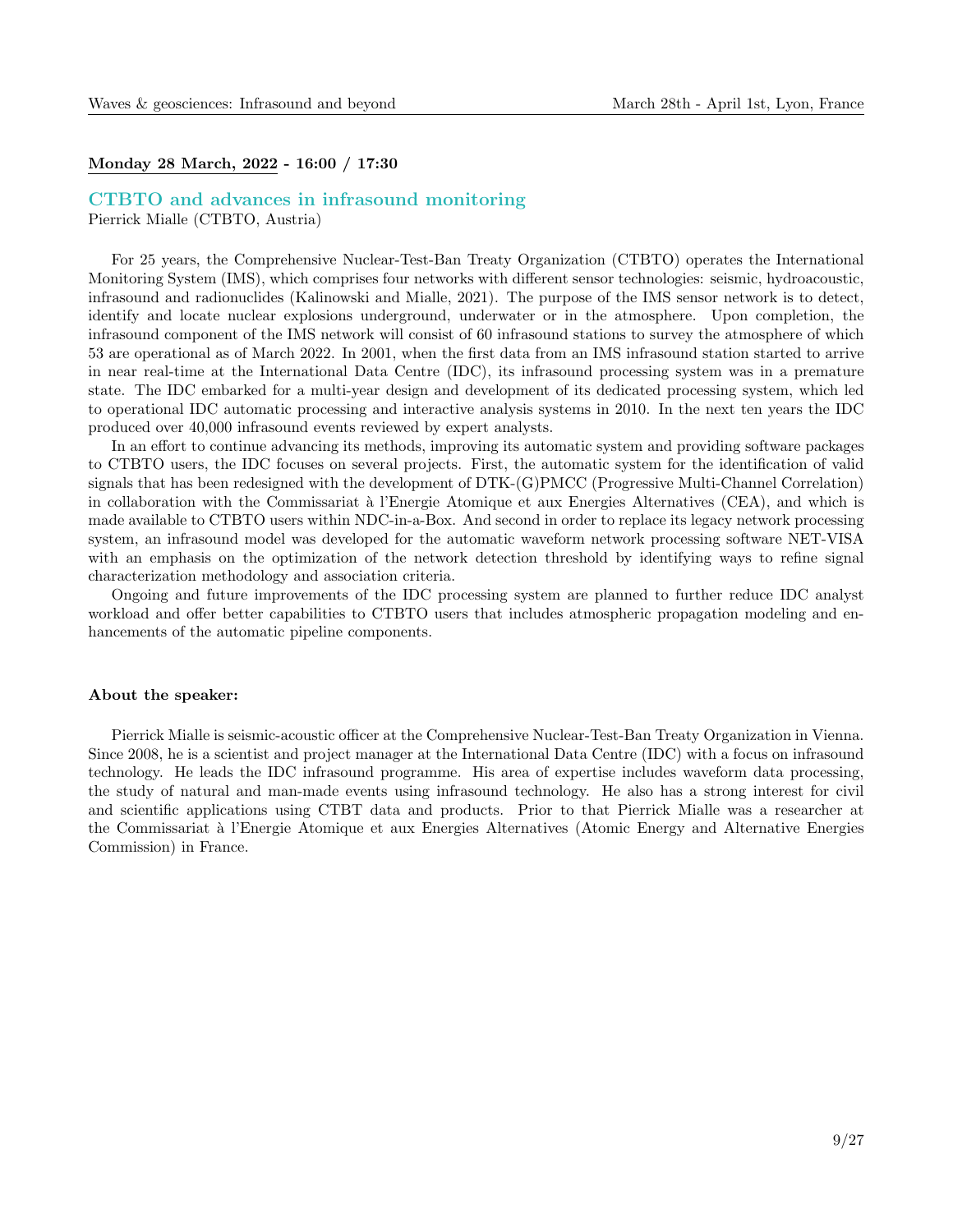**Monday 28 March, 2022 - 16:00 / 17:30**

## CTBTO and advances in infrasound monitoring

Pierrick Mialle (CTBTO, Austria)

For 25 years, the Comprehensive Nuclear-Test-Ban Treaty Organization (CTBTO) operates the International Monitoring System (IMS), which comprises four networks with different sensor technologies: seismic, hydroacoustic, infrasound and radionuclides (Kalinowski and Mialle, 2021). The purpose of the IMS sensor network is to detect, identify and locate nuclear explosions underground, underwater or in the atmosphere. Upon completion, the infrasound component of the IMS network will consist of 60 infrasound stations to survey the atmosphere of which 53 are operational as of March 2022. In 2001, when the first data from an IMS infrasound station started to arrive in near real-time at the International Data Centre (IDC), its infrasound processing system was in a premature state. The IDC embarked for a multi-year design and development of its dedicated processing system, which led to operational IDC automatic processing and interactive analysis systems in 2010. In the next ten years the IDC produced over 40,000 infrasound events reviewed by expert analysts.

In an effort to continue advancing its methods, improving its automatic system and providing software packages to CTBTO users, the IDC focuses on several projects. First, the automatic system for the identification of valid signals that has been redesigned with the development of DTK-(G)PMCC (Progressive Multi-Channel Correlation) in collaboration with the Commissariat à l'Energie Atomique et aux Energies Alternatives (CEA), and which is made available to CTBTO users within NDC-in-a-Box. And second in order to replace its legacy network processing system, an infrasound model was developed for the automatic waveform network processing software NET-VISA with an emphasis on the optimization of the network detection threshold by identifying ways to refine signal characterization methodology and association criteria.

Ongoing and future improvements of the IDC processing system are planned to further reduce IDC analyst workload and offer better capabilities to CTBTO users that includes atmospheric propagation modeling and enhancements of the automatic pipeline components.

**About the speaker:**

Pierrick Mialle is seismic-acoustic officer at the Comprehensive Nuclear-Test-Ban Treaty Organization in Vienna. Since 2008, he is a scientist and project manager at the International Data Centre (IDC) with a focus on infrasound technology. He leads the IDC infrasound programme. His area of expertise includes waveform data processing, the study of natural and man-made events using infrasound technology. He also has a strong interest for civil and scientific applications using CTBT data and products. Prior to that Pierrick Mialle was a researcher at the Commissariat à l'Energie Atomique et aux Energies Alternatives (Atomic Energy and Alternative Energies Commission) in France.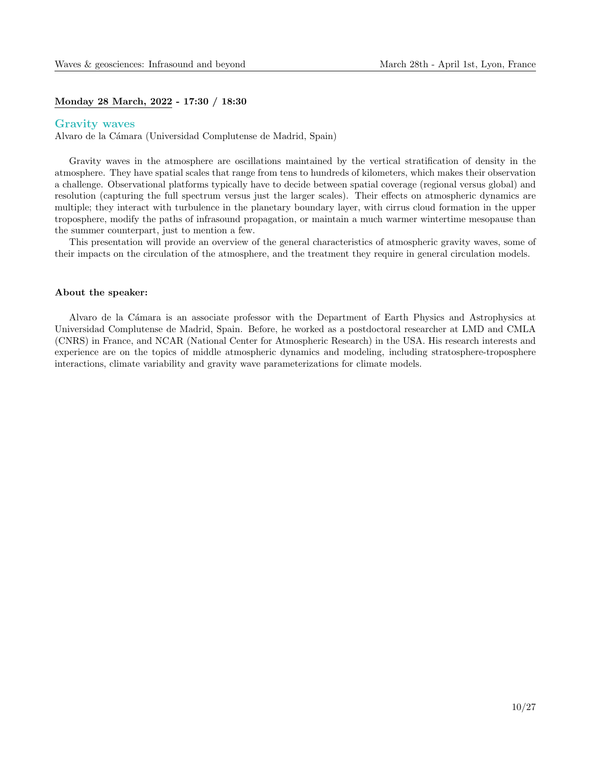**<u>Monday 28 March, 2022</u> - 17:30 / 18:30**

## Gravity waves

Alvaro de la Cámara (Universidad Complutense de Madrid, Spain)

Gravity waves in the atmosphere are oscillations maintained by the vertical stratification of density in the atmosphere. They have spatial scales that range from tens to hundreds of kilometers, which makes their observation a challenge. Observational platforms typically have to decide between spatial coverage (regional versus global) and resolution (capturing the full spectrum versus just the larger scales). Their effects on atmospheric dynamics are multiple; they interact with turbulence in the planetary boundary layer, with cirrus cloud formation in the upper troposphere, modify the paths of infrasound propagation, or maintain a much warmer wintertime mesopause than the summer counterpart, just to mention a few.

This presentation will provide an overview of the general characteristics of atmospheric gravity waves, some of their impacts on the circulation of the atmosphere, and the treatment they require in general circulation models.

**About the speaker:**

Alvaro de la Cámara is an associate professor with the Department of Earth Physics and Astrophysics at Universidad Complutense de Madrid, Spain. Before, he worked as a postdoctoral researcher at LMD and CMLA (CNRS) in France, and NCAR (National Center for Atmospheric Research) in the USA. His research interests and experience are on the topics of middle atmospheric dynamics and modeling, including stratosphere-troposphere interactions, climate variability and gravity wave parameterizations for climate models.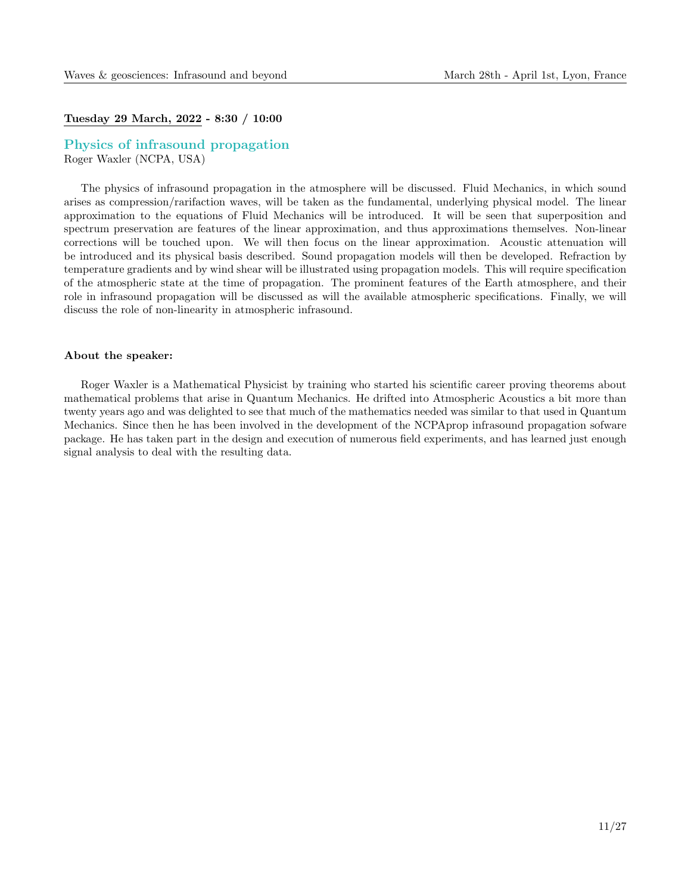**Tuesday 29 March, 2022 - 8:30 / 10:00**

## Physics of infrasound propagation

Roger Waxler (NCPA, USA)

The physics of infrasound propagation in the atmosphere will be discussed. Fluid Mechanics, in which sound arises as compression/rarifaction waves, will be taken as the fundamental, underlying physical model. The linear approximation to the equations of Fluid Mechanics will be introduced. It will be seen that superposition and spectrum preservation are features of the linear approximation, and thus approximations themselves. Non-linear corrections will be touched upon. We will then focus on the linear approximation. Acoustic attenuation will be introduced and its physical basis described. Sound propagation models will then be developed. Refraction by temperature gradients and by wind shear will be illustrated using propagation models. This will require specification of the atmospheric state at the time of propagation. The prominent features of the Earth atmosphere, and their role in infrasound propagation will be discussed as will the available atmospheric specifications. Finally, we will discuss the role of non-linearity in atmospheric infrasound.

**About the speaker:**

Roger Waxler is a Mathematical Physicist by training who started his scientific career proving theorems about mathematical problems that arise in Quantum Mechanics. He drifted into Atmospheric Acoustics a bit more than twenty years ago and was delighted to see that much of the mathematics needed was similar to that used in Quantum Mechanics. Since then he has been involved in the development of the NCPAprop infrasound propagation sofware package. He has taken part in the design and execution of numerous field experiments, and has learned just enough signal analysis to deal with the resulting data.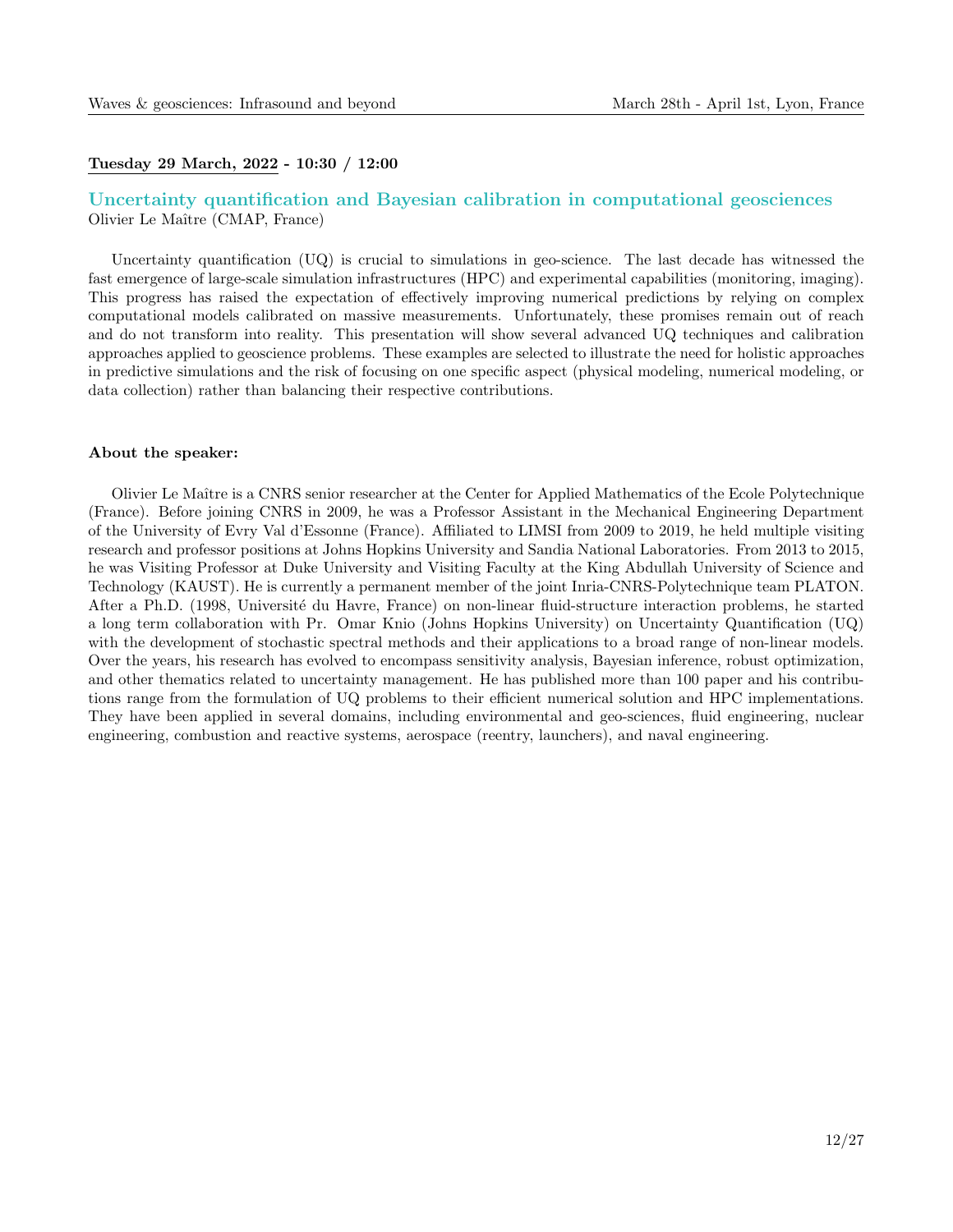**Tuesday 29 March, 2022 - 10:30 / 12:00**

## Uncertainty quantification and Bayesian calibration in computational geosciences

Olivier Le Maître (CMAP, France)

Uncertainty quantification (UQ) is crucial to simulations in geo-science. The last decade has witnessed the fast emergence of large-scale simulation infrastructures (HPC) and experimental capabilities (monitoring, imaging). This progress has raised the expectation of effectively improving numerical predictions by relying on complex computational models calibrated on massive measurements. Unfortunately, these promises remain out of reach and do not transform into reality. This presentation will show several advanced UQ techniques and calibration approaches applied to geoscience problems. These examples are selected to illustrate the need for holistic approaches in predictive simulations and the risk of focusing on one specific aspect (physical modeling, numerical modeling, or data collection) rather than balancing their respective contributions.

**About the speaker:**

Olivier Le Maître is a CNRS senior researcher at the Center for Applied Mathematics of the Ecole Polytechnique (France). Before joining CNRS in 2009, he was a Professor Assistant in the Mechanical Engineering Department of the University of Evry Val d'Essonne (France). Affiliated to LIMSI from 2009 to 2019, he held multiple visiting research and professor positions at Johns Hopkins University and Sandia National Laboratories. From 2013 to 2015, he was Visiting Professor at Duke University and Visiting Faculty at the King Abdullah University of Science and Technology (KAUST). He is currently a permanent member of the joint Inria-CNRS-Polytechnique team PLATON. After a Ph.D. (1998, Université du Havre, France) on non-linear fluid-structure interaction problems, he started a long term collaboration with Pr. Omar Knio (Johns Hopkins University) on Uncertainty Quantification (UQ) with the development of stochastic spectral methods and their applications to a broad range of non-linear models. Over the years, his research has evolved to encompass sensitivity analysis, Bayesian inference, robust optimization, and other thematics related to uncertainty management. He has published more than 100 paper and his contributions range from the formulation of UQ problems to their efficient numerical solution and HPC implementations. They have been applied in several domains, including environmental and geo-sciences, fluid engineering, nuclear engineering, combustion and reactive systems, aerospace (reentry, launchers), and naval engineering.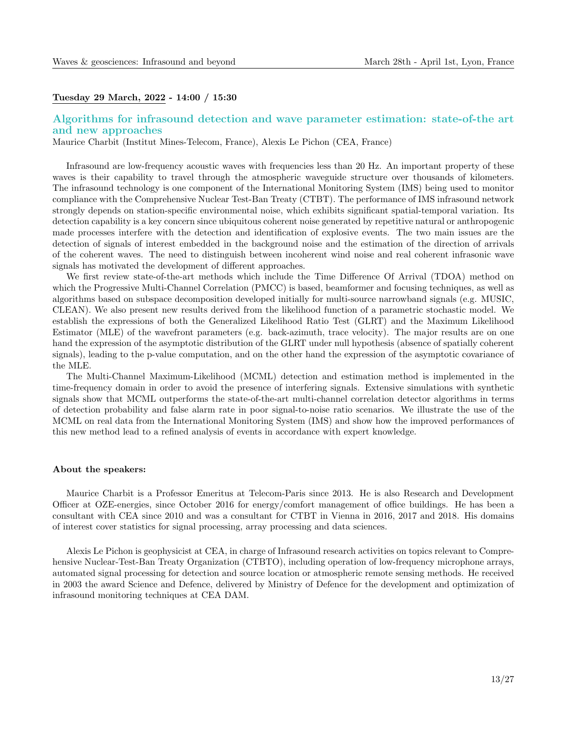**<u>Tuesday 29 March, 2022</u> - 14:00 / 15:30**

## Algorithms for infrasound detection and wave parameter estimation: state-of-the art and new approaches

Maurice Charbit (Institut Mines-Telecom, France), Alexis Le Pichon (CEA, France)

Infrasound are low-frequency acoustic waves with frequencies less than 20 Hz. An important property of these waves is their capability to travel through the atmospheric waveguide structure over thousands of kilometers. The infrasound technology is one component of the International Monitoring System (IMS) being used to monitor compliance with the Comprehensive Nuclear Test-Ban Treaty (CTBT). The performance of IMS infrasound network strongly depends on station-specific environmental noise, which exhibits significant spatial-temporal variation. Its detection capability is a key concern since ubiquitous coherent noise generated by repetitive natural or anthropogenic made processes interfere with the detection and identification of explosive events. The two main issues are the detection of signals of interest embedded in the background noise and the estimation of the direction of arrivals of the coherent waves. The need to distinguish between incoherent wind noise and real coherent infrasonic wave signals has motivated the development of different approaches.

We first review state-of-the-art methods which include the Time Difference Of Arrival (TDOA) method on which the Progressive Multi-Channel Correlation (PMCC) is based, beamformer and focusing techniques, as well as algorithms based on subspace decomposition developed initially for multi-source narrowband signals (e.g. MUSIC, CLEAN). We also present new results derived from the likelihood function of a parametric stochastic model. We establish the expressions of both the Generalized Likelihood Ratio Test (GLRT) and the Maximum Likelihood Estimator (MLE) of the wavefront parameters (e.g. back-azimuth, trace velocity). The major results are on one hand the expression of the asymptotic distribution of the GLRT under null hypothesis (absence of spatially coherent signals), leading to the p-value computation, and on the other hand the expression of the asymptotic covariance of the MLE.

The Multi-Channel Maximum-Likelihood (MCML) detection and estimation method is implemented in the time-frequency domain in order to avoid the presence of interfering signals. Extensive simulations with synthetic signals show that MCML outperforms the state-of-the-art multi-channel correlation detector algorithms in terms of detection probability and false alarm rate in poor signal-to-noise ratio scenarios. We illustrate the use of the MCML on real data from the International Monitoring System (IMS) and show how the improved performances of this new method lead to a refined analysis of events in accordance with expert knowledge.

**About the speakers:**

Maurice Charbit is a Professor Emeritus at Telecom-Paris since 2013. He is also Research and Development Officer at OZE-energies, since October 2016 for energy/comfort management of office buildings. He has been a consultant with CEA since 2010 and was a consultant for CTBT in Vienna in 2016, 2017 and 2018. His domains of interest cover statistics for signal processing, array processing and data sciences.

Alexis Le Pichon is geophysicist at CEA, in charge of Infrasound research activities on topics relevant to Comprehensive Nuclear-Test-Ban Treaty Organization (CTBTO), including operation of low-frequency microphone arrays, automated signal processing for detection and source location or atmospheric remote sensing methods. He received in 2003 the award Science and Defence, delivered by Ministry of Defence for the development and optimization of infrasound monitoring techniques at CEA DAM.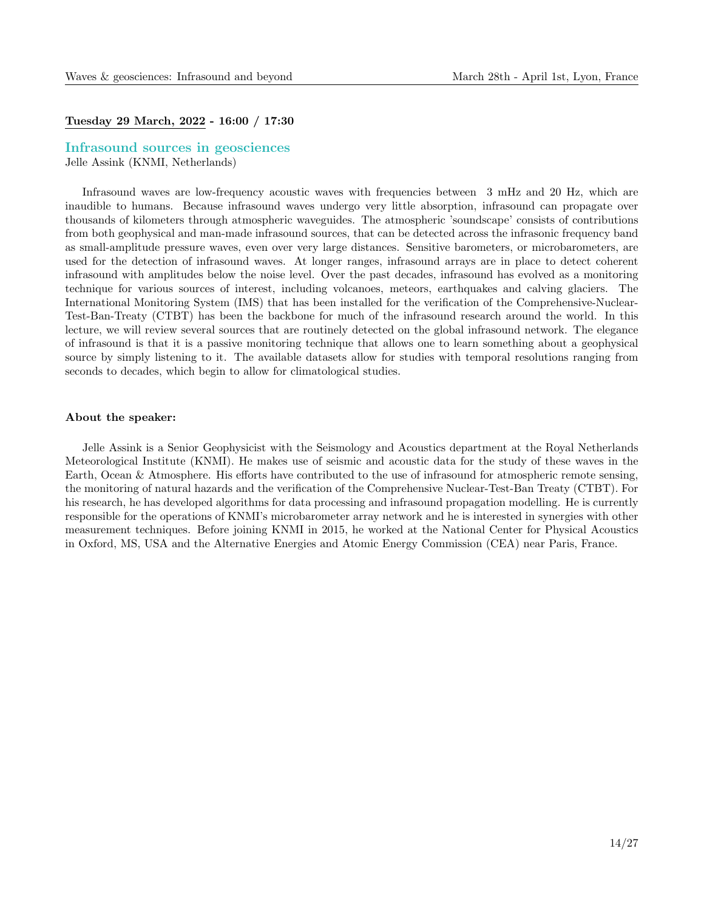**Tuesday 29 March, 2022 - 16:00 / 17:30**

## Infrasound sources in geosciences

Jelle Assink (KNMI, Netherlands)

Infrasound waves are low-frequency acoustic waves with frequencies between 3 mHz and 20 Hz, which are inaudible to humans. Because infrasound waves undergo very little absorption, infrasound can propagate over thousands of kilometers through atmospheric waveguides. The atmospheric 'soundscape' consists of contributions from both geophysical and man-made infrasound sources, that can be detected across the infrasonic frequency band as small-amplitude pressure waves, even over very large distances. Sensitive barometers, or microbarometers, are used for the detection of infrasound waves. At longer ranges, infrasound arrays are in place to detect coherent infrasound with amplitudes below the noise level. Over the past decades, infrasound has evolved as a monitoring technique for various sources of interest, including volcanoes, meteors, earthquakes and calving glaciers. The International Monitoring System (IMS) that has been installed for the verification of the Comprehensive-Nuclear-Test-Ban-Treaty (CTBT) has been the backbone for much of the infrasound research around the world. In this lecture, we will review several sources that are routinely detected on the global infrasound network. The elegance of infrasound is that it is a passive monitoring technique that allows one to learn something about a geophysical source by simply listening to it. The available datasets allow for studies with temporal resolutions ranging from seconds to decades, which begin to allow for climatological studies.

**About the speaker:**

Jelle Assink is a Senior Geophysicist with the Seismology and Acoustics department at the Royal Netherlands Meteorological Institute (KNMI). He makes use of seismic and acoustic data for the study of these waves in the Earth, Ocean & Atmosphere. His efforts have contributed to the use of infrasound for atmospheric remote sensing, the monitoring of natural hazards and the verification of the Comprehensive Nuclear-Test-Ban Treaty (CTBT). For his research, he has developed algorithms for data processing and infrasound propagation modelling. He is currently responsible for the operations of KNMI's microbarometer array network and he is interested in synergies with other measurement techniques. Before joining KNMI in 2015, he worked at the National Center for Physical Acoustics in Oxford, MS, USA and the Alternative Energies and Atomic Energy Commission (CEA) near Paris, France.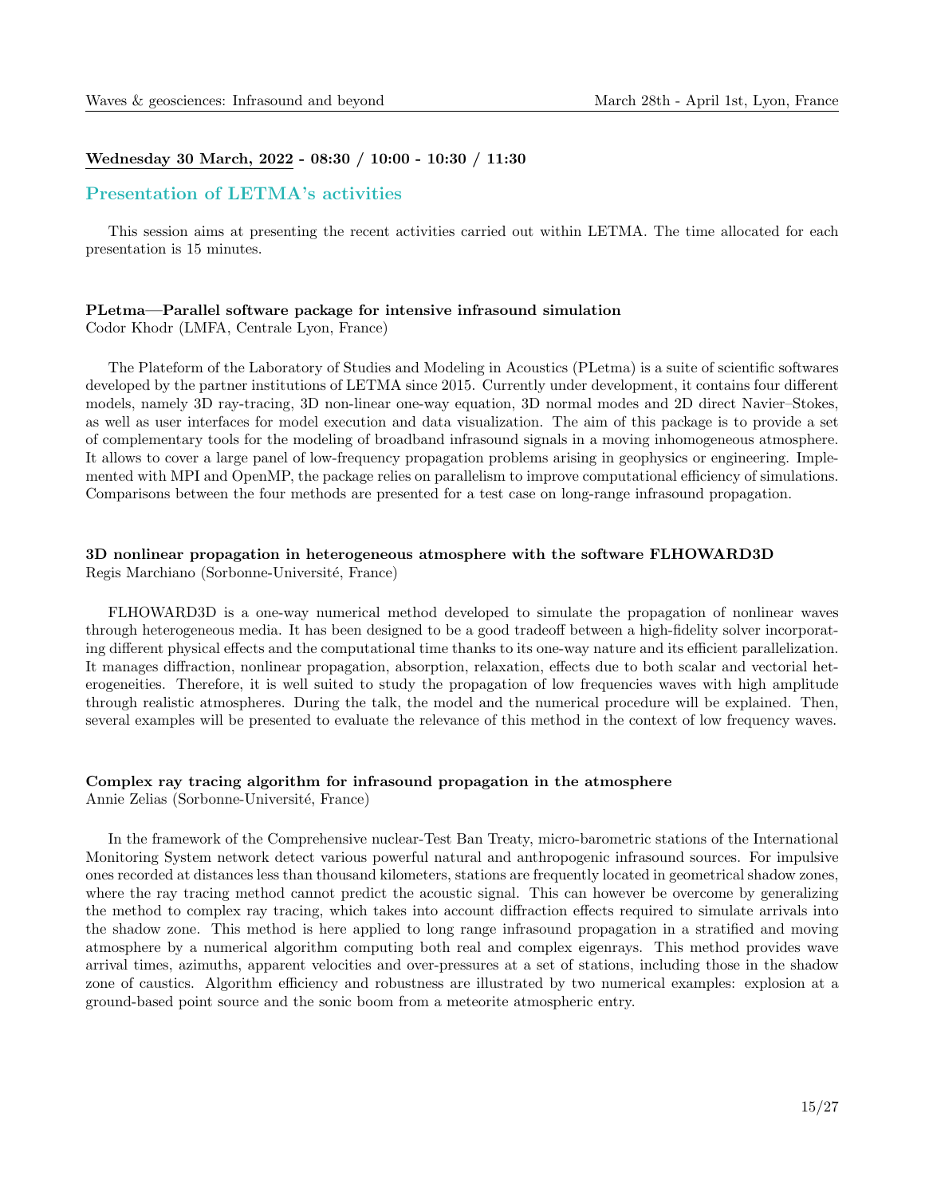**Wednesday 30 March, 2022 - 08:30 / 10:00 - 10:30 / 11:30**

## Presentation of LETMA's activities

This session aims at presenting the recent activities carried out within LETMA. The time allocated for each presentation is 15 minutes.

**PLetma—Parallel software package for intensive infrasound simulation**
Codor Khodr (LMFA, Centrale Lyon, France)

The Plateform of the Laboratory of Studies and Modeling in Acoustics (PLetma) is a suite of scientific softwares developed by the partner institutions of LETMA since 2015. Currently under development, it contains four different models, namely 3D ray-tracing, 3D non-linear one-way equation, 3D normal modes and 2D direct Navier–Stokes, as well as user interfaces for model execution and data visualization. The aim of this package is to provide a set of complementary tools for the modeling of broadband infrasound signals in a moving inhomogeneous atmosphere. It allows to cover a large panel of low-frequency propagation problems arising in geophysics or engineering. Implemented with MPI and OpenMP, the package relies on parallelism to improve computational efficiency of simulations. Comparisons between the four methods are presented for a test case on long-range infrasound propagation.

**3D nonlinear propagation in heterogeneous atmosphere with the software FLHOWARD3D**
Regis Marchiano (Sorbonne-Université, France)

FLHOWARD3D is a one-way numerical method developed to simulate the propagation of nonlinear waves through heterogeneous media. It has been designed to be a good tradeoff between a high-fidelity solver incorporating different physical effects and the computational time thanks to its one-way nature and its efficient parallelization. It manages diffraction, nonlinear propagation, absorption, relaxation, effects due to both scalar and vectorial heterogeneities. Therefore, it is well suited to study the propagation of low frequencies waves with high amplitude through realistic atmospheres. During the talk, the model and the numerical procedure will be explained. Then, several examples will be presented to evaluate the relevance of this method in the context of low frequency waves.

**Complex ray tracing algorithm for infrasound propagation in the atmosphere**
Annie Zelias (Sorbonne-Université, France)

In the framework of the Comprehensive nuclear-Test Ban Treaty, micro-barometric stations of the International Monitoring System network detect various powerful natural and anthropogenic infrasound sources. For impulsive ones recorded at distances less than thousand kilometers, stations are frequently located in geometrical shadow zones, where the ray tracing method cannot predict the acoustic signal. This can however be overcome by generalizing the method to complex ray tracing, which takes into account diffraction effects required to simulate arrivals into the shadow zone. This method is here applied to long range infrasound propagation in a stratified and moving atmosphere by a numerical algorithm computing both real and complex eigenrays. This method provides wave arrival times, azimuths, apparent velocities and over-pressures at a set of stations, including those in the shadow zone of caustics. Algorithm efficiency and robustness are illustrated by two numerical examples: explosion at a ground-based point source and the sonic boom from a meteorite atmospheric entry.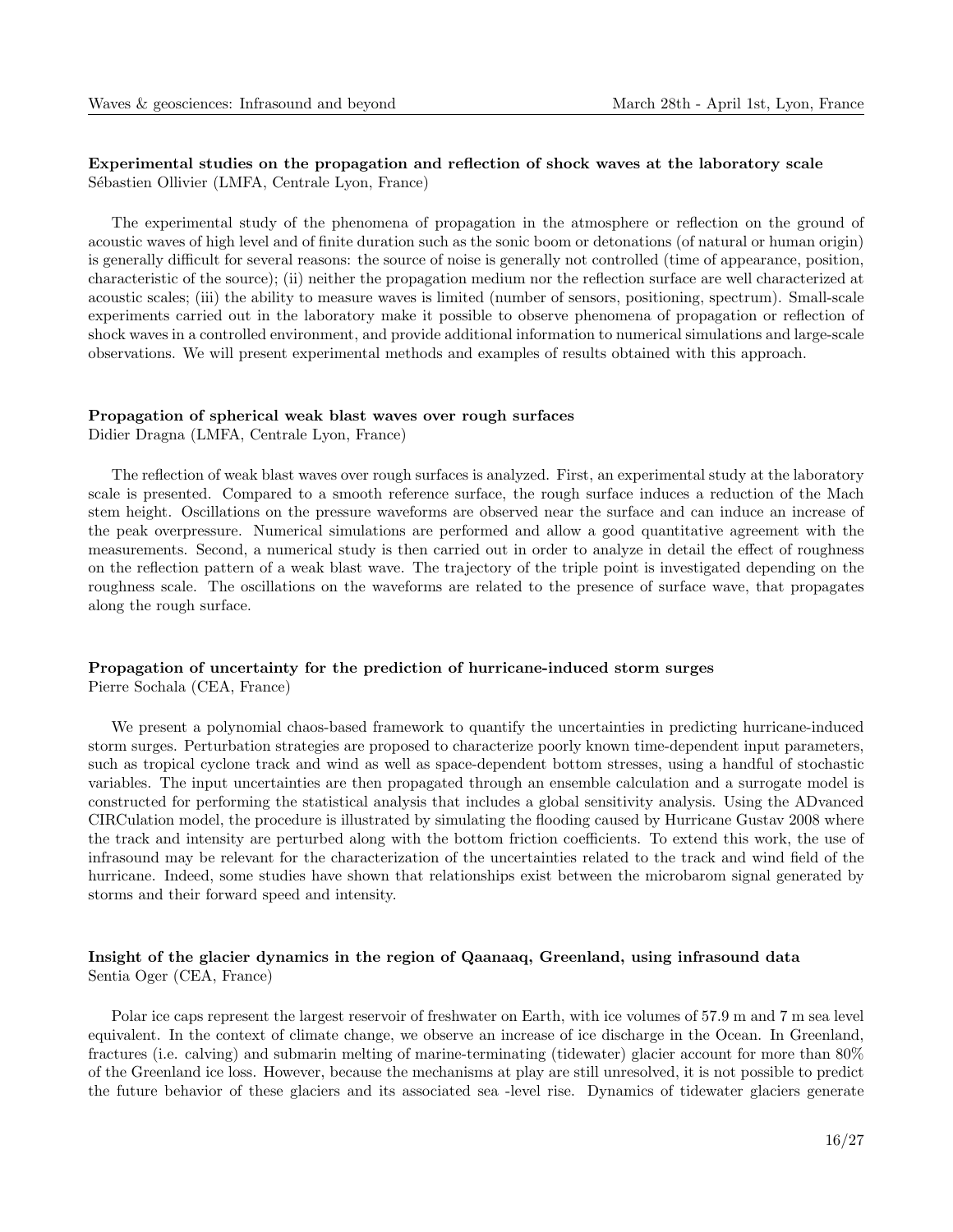**Experimental studies on the propagation and reflection of shock waves at the laboratory scale**
Sébastien Ollivier (LMFA, Centrale Lyon, France)

The experimental study of the phenomena of propagation in the atmosphere or reflection on the ground of acoustic waves of high level and of finite duration such as the sonic boom or detonations (of natural or human origin) is generally difficult for several reasons: the source of noise is generally not controlled (time of appearance, position, characteristic of the source); (ii) neither the propagation medium nor the reflection surface are well characterized at acoustic scales; (iii) the ability to measure waves is limited (number of sensors, positioning, spectrum). Small-scale experiments carried out in the laboratory make it possible to observe phenomena of propagation or reflection of shock waves in a controlled environment, and provide additional information to numerical simulations and large-scale observations. We will present experimental methods and examples of results obtained with this approach.

**Propagation of spherical weak blast waves over rough surfaces**
Didier Dragna (LMFA, Centrale Lyon, France)

The reflection of weak blast waves over rough surfaces is analyzed. First, an experimental study at the laboratory scale is presented. Compared to a smooth reference surface, the rough surface induces a reduction of the Mach stem height. Oscillations on the pressure waveforms are observed near the surface and can induce an increase of the peak overpressure. Numerical simulations are performed and allow a good quantitative agreement with the measurements. Second, a numerical study is then carried out in order to analyze in detail the effect of roughness on the reflection pattern of a weak blast wave. The trajectory of the triple point is investigated depending on the roughness scale. The oscillations on the waveforms are related to the presence of surface wave, that propagates along the rough surface.

**Propagation of uncertainty for the prediction of hurricane-induced storm surges**
Pierre Sochala (CEA, France)

We present a polynomial chaos-based framework to quantify the uncertainties in predicting hurricane-induced storm surges. Perturbation strategies are proposed to characterize poorly known time-dependent input parameters, such as tropical cyclone track and wind as well as space-dependent bottom stresses, using a handful of stochastic variables. The input uncertainties are then propagated through an ensemble calculation and a surrogate model is constructed for performing the statistical analysis that includes a global sensitivity analysis. Using the ADvanced CIRCulation model, the procedure is illustrated by simulating the flooding caused by Hurricane Gustav 2008 where the track and intensity are perturbed along with the bottom friction coefficients. To extend this work, the use of infrasound may be relevant for the characterization of the uncertainties related to the track and wind field of the hurricane. Indeed, some studies have shown that relationships exist between the microbarom signal generated by storms and their forward speed and intensity.

**Insight of the glacier dynamics in the region of Qaanaaq, Greenland, using infrasound data**
Sentia Oger (CEA, France)

Polar ice caps represent the largest reservoir of freshwater on Earth, with ice volumes of 57.9 m and 7 m sea level equivalent. In the context of climate change, we observe an increase of ice discharge in the Ocean. In Greenland, fractures (i.e. calving) and submarin melting of marine-terminating (tidewater) glacier account for more than 80% of the Greenland ice loss. However, because the mechanisms at play are still unresolved, it is not possible to predict the future behavior of these glaciers and its associated sea -level rise. Dynamics of tidewater glaciers generate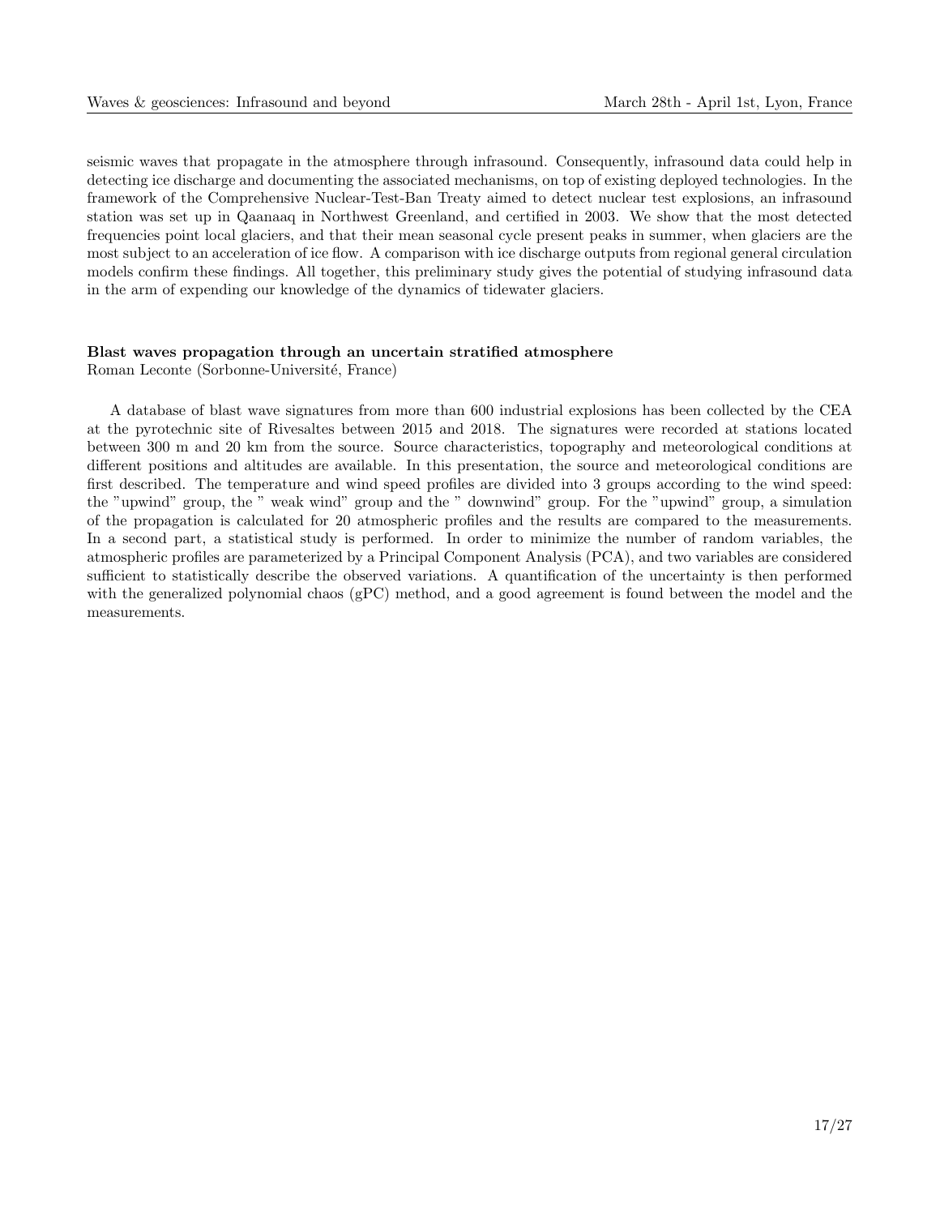seismic waves that propagate in the atmosphere through infrasound. Consequently, infrasound data could help in detecting ice discharge and documenting the associated mechanisms, on top of existing deployed technologies. In the framework of the Comprehensive Nuclear-Test-Ban Treaty aimed to detect nuclear test explosions, an infrasound station was set up in Qaanaaq in Northwest Greenland, and certified in 2003. We show that the most detected frequencies point local glaciers, and that their mean seasonal cycle present peaks in summer, when glaciers are the most subject to an acceleration of ice flow. A comparison with ice discharge outputs from regional general circulation models confirm these findings. All together, this preliminary study gives the potential of studying infrasound data in the arm of expending our knowledge of the dynamics of tidewater glaciers.

**Blast waves propagation through an uncertain stratified atmosphere**
Roman Leconte (Sorbonne-Université, France)

A database of blast wave signatures from more than 600 industrial explosions has been collected by the CEA at the pyrotechnic site of Rivesaltes between 2015 and 2018. The signatures were recorded at stations located between 300 m and 20 km from the source. Source characteristics, topography and meteorological conditions at different positions and altitudes are available. In this presentation, the source and meteorological conditions are first described. The temperature and wind speed profiles are divided into 3 groups according to the wind speed: the "upwind" group, the " weak wind" group and the " downwind" group. For the "upwind" group, a simulation of the propagation is calculated for 20 atmospheric profiles and the results are compared to the measurements. In a second part, a statistical study is performed. In order to minimize the number of random variables, the atmospheric profiles are parameterized by a Principal Component Analysis (PCA), and two variables are considered sufficient to statistically describe the observed variations. A quantification of the uncertainty is then performed with the generalized polynomial chaos (gPC) method, and a good agreement is found between the model and the measurements.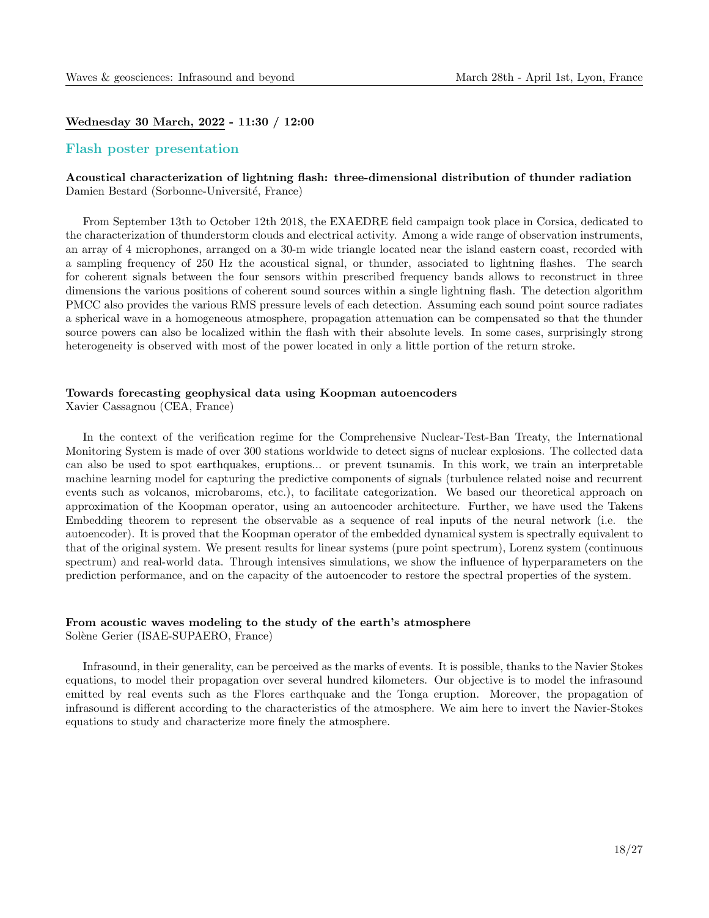**Wednesday 30 March, 2022 - 11:30 / 12:00**

## Flash poster presentation

**Acoustical characterization of lightning flash: three-dimensional distribution of thunder radiation**
Damien Bestard (Sorbonne-Université, France)

From September 13th to October 12th 2018, the EXAEDRE field campaign took place in Corsica, dedicated to the characterization of thunderstorm clouds and electrical activity. Among a wide range of observation instruments, an array of 4 microphones, arranged on a 30-m wide triangle located near the island eastern coast, recorded with a sampling frequency of 250 Hz the acoustical signal, or thunder, associated to lightning flashes. The search for coherent signals between the four sensors within prescribed frequency bands allows to reconstruct in three dimensions the various positions of coherent sound sources within a single lightning flash. The detection algorithm PMCC also provides the various RMS pressure levels of each detection. Assuming each sound point source radiates a spherical wave in a homogeneous atmosphere, propagation attenuation can be compensated so that the thunder source powers can also be localized within the flash with their absolute levels. In some cases, surprisingly strong heterogeneity is observed with most of the power located in only a little portion of the return stroke.

**Towards forecasting geophysical data using Koopman autoencoders**
Xavier Cassagnou (CEA, France)

In the context of the verification regime for the Comprehensive Nuclear-Test-Ban Treaty, the International Monitoring System is made of over 300 stations worldwide to detect signs of nuclear explosions. The collected data can also be used to spot earthquakes, eruptions... or prevent tsunamis. In this work, we train an interpretable machine learning model for capturing the predictive components of signals (turbulence related noise and recurrent events such as volcanos, microbaroms, etc.), to facilitate categorization. We based our theoretical approach on approximation of the Koopman operator, using an autoencoder architecture. Further, we have used the Takens Embedding theorem to represent the observable as a sequence of real inputs of the neural network (i.e. the autoencoder). It is proved that the Koopman operator of the embedded dynamical system is spectrally equivalent to that of the original system. We present results for linear systems (pure point spectrum), Lorenz system (continuous spectrum) and real-world data. Through intensives simulations, we show the influence of hyperparameters on the prediction performance, and on the capacity of the autoencoder to restore the spectral properties of the system.

**From acoustic waves modeling to the study of the earth's atmosphere**
Solène Gerier (ISAE-SUPAERO, France)

Infrasound, in their generality, can be perceived as the marks of events. It is possible, thanks to the Navier Stokes equations, to model their propagation over several hundred kilometers. Our objective is to model the infrasound emitted by real events such as the Flores earthquake and the Tonga eruption. Moreover, the propagation of infrasound is different according to the characteristics of the atmosphere. We aim here to invert the Navier-Stokes equations to study and characterize more finely the atmosphere.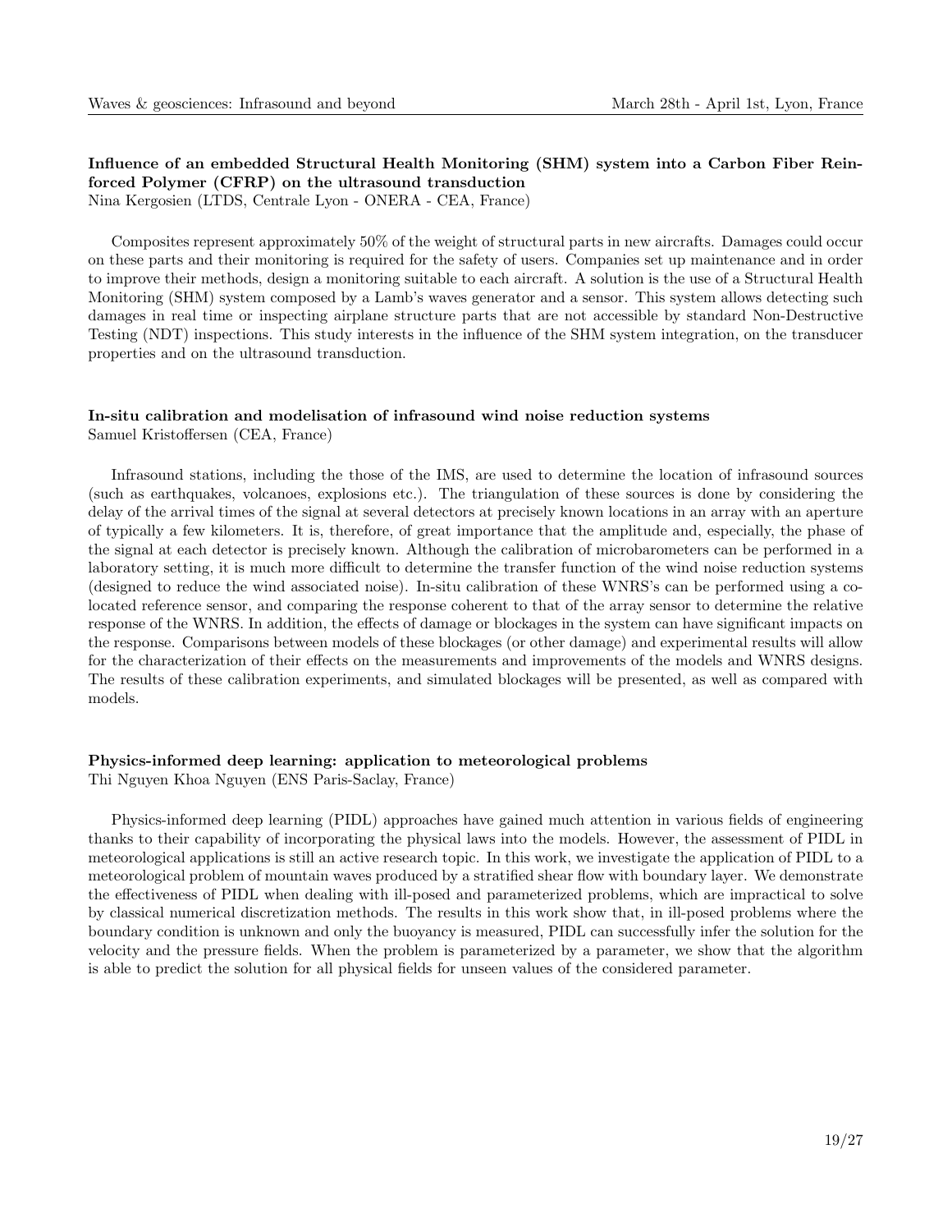### Influence of an embedded Structural Health Monitoring (SHM) system into a Carbon Fiber Reinforced Polymer (CFRP) on the ultrasound transduction

Nina Kergosien (LTDS, Centrale Lyon - ONERA - CEA, France)

Composites represent approximately 50% of the weight of structural parts in new aircrafts. Damages could occur on these parts and their monitoring is required for the safety of users. Companies set up maintenance and in order to improve their methods, design a monitoring suitable to each aircraft. A solution is the use of a Structural Health Monitoring (SHM) system composed by a Lamb's waves generator and a sensor. This system allows detecting such damages in real time or inspecting airplane structure parts that are not accessible by standard Non-Destructive Testing (NDT) inspections. This study interests in the influence of the SHM system integration, on the transducer properties and on the ultrasound transduction.

### In-situ calibration and modelisation of infrasound wind noise reduction systems

Samuel Kristoffersen (CEA, France)

Infrasound stations, including the those of the IMS, are used to determine the location of infrasound sources (such as earthquakes, volcanoes, explosions etc.). The triangulation of these sources is done by considering the delay of the arrival times of the signal at several detectors at precisely known locations in an array with an aperture of typically a few kilometers. It is, therefore, of great importance that the amplitude and, especially, the phase of the signal at each detector is precisely known. Although the calibration of microbarometers can be performed in a laboratory setting, it is much more difficult to determine the transfer function of the wind noise reduction systems (designed to reduce the wind associated noise). In-situ calibration of these WNRS's can be performed using a co-located reference sensor, and comparing the response coherent to that of the array sensor to determine the relative response of the WNRS. In addition, the effects of damage or blockages in the system can have significant impacts on the response. Comparisons between models of these blockages (or other damage) and experimental results will allow for the characterization of their effects on the measurements and improvements of the models and WNRS designs. The results of these calibration experiments, and simulated blockages will be presented, as well as compared with models.

### Physics-informed deep learning: application to meteorological problems

Thi Nguyen Khoa Nguyen (ENS Paris-Saclay, France)

Physics-informed deep learning (PIDL) approaches have gained much attention in various fields of engineering thanks to their capability of incorporating the physical laws into the models. However, the assessment of PIDL in meteorological applications is still an active research topic. In this work, we investigate the application of PIDL to a meteorological problem of mountain waves produced by a stratified shear flow with boundary layer. We demonstrate the effectiveness of PIDL when dealing with ill-posed and parameterized problems, which are impractical to solve by classical numerical discretization methods. The results in this work show that, in ill-posed problems where the boundary condition is unknown and only the buoyancy is measured, PIDL can successfully infer the solution for the velocity and the pressure fields. When the problem is parameterized by a parameter, we show that the algorithm is able to predict the solution for all physical fields for unseen values of the considered parameter.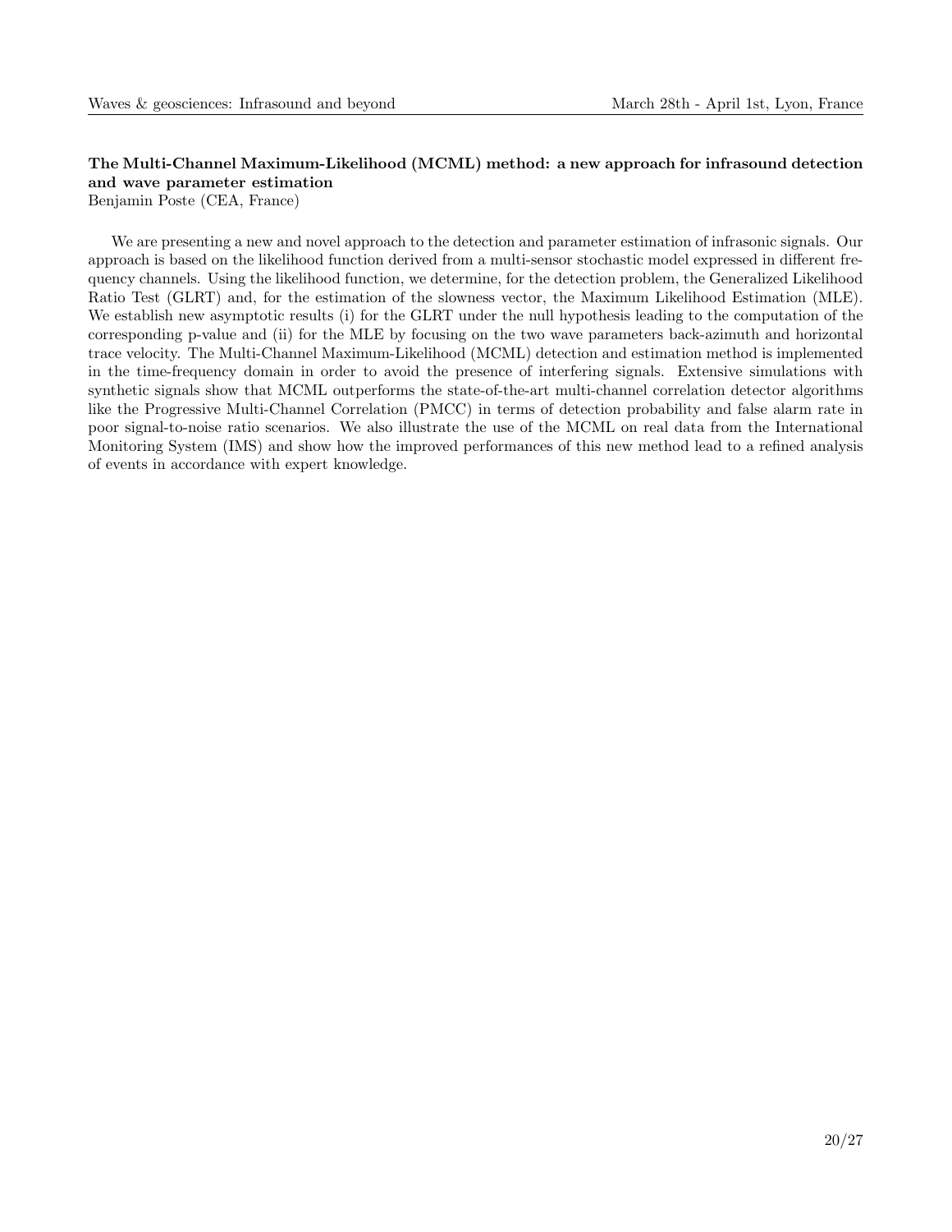**The Multi-Channel Maximum-Likelihood (MCML) method: a new approach for infrasound detection and wave parameter estimation**

Benjamin Poste (CEA, France)

We are presenting a new and novel approach to the detection and parameter estimation of infrasonic signals. Our approach is based on the likelihood function derived from a multi-sensor stochastic model expressed in different frequency channels. Using the likelihood function, we determine, for the detection problem, the Generalized Likelihood Ratio Test (GLRT) and, for the estimation of the slowness vector, the Maximum Likelihood Estimation (MLE). We establish new asymptotic results (i) for the GLRT under the null hypothesis leading to the computation of the corresponding p-value and (ii) for the MLE by focusing on the two wave parameters back-azimuth and horizontal trace velocity. The Multi-Channel Maximum-Likelihood (MCML) detection and estimation method is implemented in the time-frequency domain in order to avoid the presence of interfering signals. Extensive simulations with synthetic signals show that MCML outperforms the state-of-the-art multi-channel correlation detector algorithms like the Progressive Multi-Channel Correlation (PMCC) in terms of detection probability and false alarm rate in poor signal-to-noise ratio scenarios. We also illustrate the use of the MCML on real data from the International Monitoring System (IMS) and show how the improved performances of this new method lead to a refined analysis of events in accordance with expert knowledge.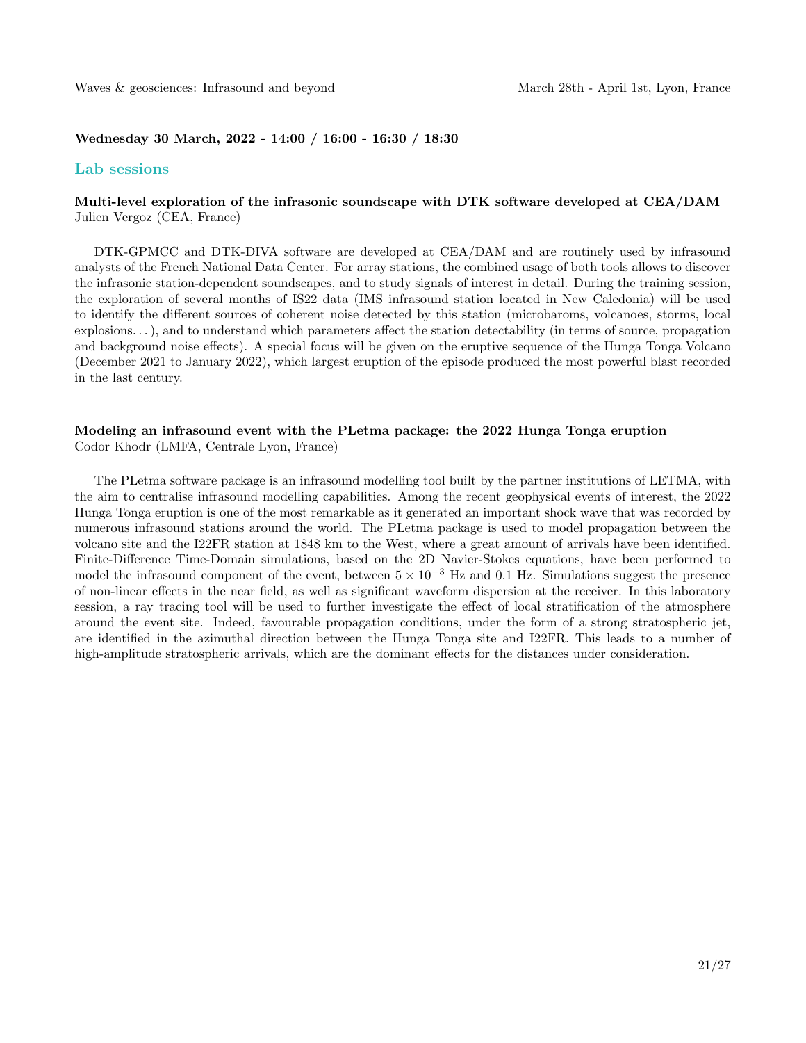**Wednesday 30 March, 2022 - 14:00 / 16:00 - 16:30 / 18:30**

## Lab sessions

**Multi-level exploration of the infrasonic soundscape with DTK software developed at CEA/DAM**
Julien Vergoz (CEA, France)

DTK-GPMCC and DTK-DIVA software are developed at CEA/DAM and are routinely used by infrasound analysts of the French National Data Center. For array stations, the combined usage of both tools allows to discover the infrasonic station-dependent soundscapes, and to study signals of interest in detail. During the training session, the exploration of several months of IS22 data (IMS infrasound station located in New Caledonia) will be used to identify the different sources of coherent noise detected by this station (microbaroms, volcanoes, storms, local explosions. . . ), and to understand which parameters affect the station detectability (in terms of source, propagation and background noise effects). A special focus will be given on the eruptive sequence of the Hunga Tonga Volcano (December 2021 to January 2022), which largest eruption of the episode produced the most powerful blast recorded in the last century.

**Modeling an infrasound event with the PLetma package: the 2022 Hunga Tonga eruption**
Codor Khodr (LMFA, Centrale Lyon, France)

The PLetma software package is an infrasound modelling tool built by the partner institutions of LETMA, with the aim to centralise infrasound modelling capabilities. Among the recent geophysical events of interest, the 2022 Hunga Tonga eruption is one of the most remarkable as it generated an important shock wave that was recorded by numerous infrasound stations around the world. The PLetma package is used to model propagation between the volcano site and the I22FR station at 1848 km to the West, where a great amount of arrivals have been identified. Finite-Difference Time-Domain simulations, based on the 2D Navier-Stokes equations, have been performed to model the infrasound component of the event, between $5 \times 10^{-3}$ Hz and 0.1 Hz. Simulations suggest the presence of non-linear effects in the near field, as well as significant waveform dispersion at the receiver. In this laboratory session, a ray tracing tool will be used to further investigate the effect of local stratification of the atmosphere around the event site. Indeed, favourable propagation conditions, under the form of a strong stratospheric jet, are identified in the azimuthal direction between the Hunga Tonga site and I22FR. This leads to a number of high-amplitude stratospheric arrivals, which are the dominant effects for the distances under consideration.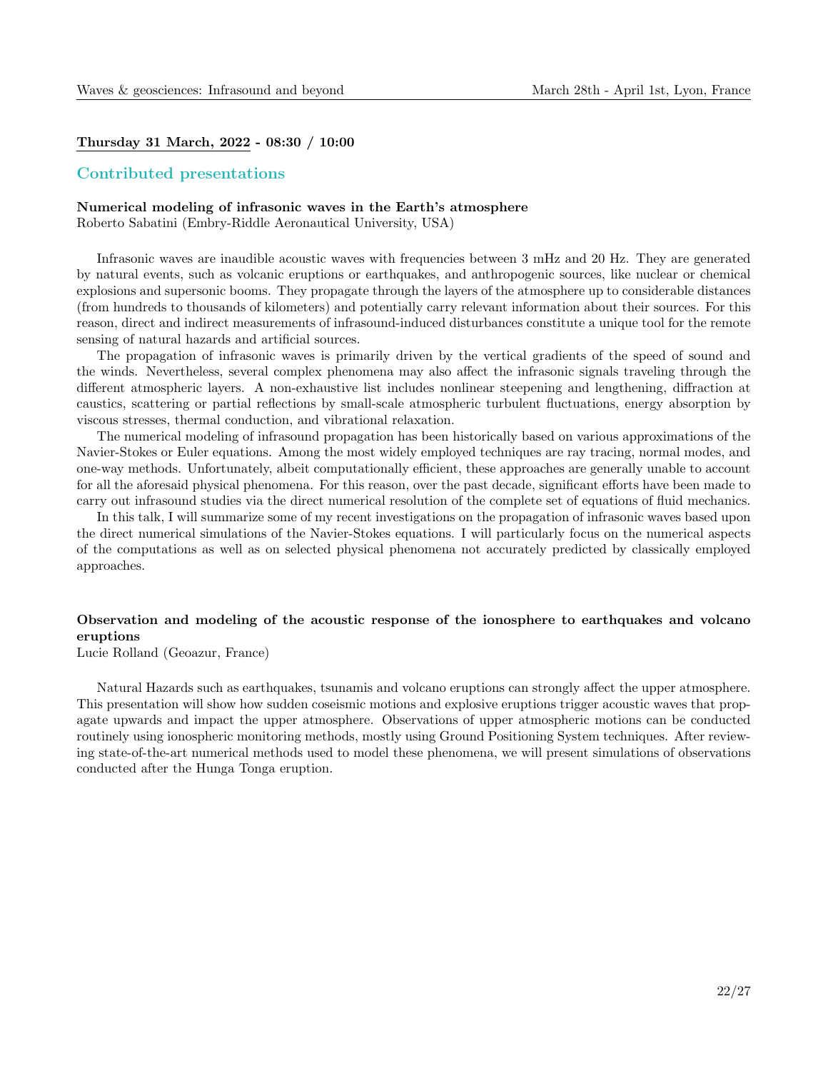**Thursday 31 March, 2022 - 08:30 / 10:00**

## Contributed presentations

**Numerical modeling of infrasonic waves in the Earth's atmosphere**
Roberto Sabatini (Embry-Riddle Aeronautical University, USA)

Infrasonic waves are inaudible acoustic waves with frequencies between 3 mHz and 20 Hz. They are generated by natural events, such as volcanic eruptions or earthquakes, and anthropogenic sources, like nuclear or chemical explosions and supersonic booms. They propagate through the layers of the atmosphere up to considerable distances (from hundreds to thousands of kilometers) and potentially carry relevant information about their sources. For this reason, direct and indirect measurements of infrasound-induced disturbances constitute a unique tool for the remote sensing of natural hazards and artificial sources.

The propagation of infrasonic waves is primarily driven by the vertical gradients of the speed of sound and the winds. Nevertheless, several complex phenomena may also affect the infrasonic signals traveling through the different atmospheric layers. A non-exhaustive list includes nonlinear steepening and lengthening, diffraction at caustics, scattering or partial reflections by small-scale atmospheric turbulent fluctuations, energy absorption by viscous stresses, thermal conduction, and vibrational relaxation.

The numerical modeling of infrasound propagation has been historically based on various approximations of the Navier-Stokes or Euler equations. Among the most widely employed techniques are ray tracing, normal modes, and one-way methods. Unfortunately, albeit computationally efficient, these approaches are generally unable to account for all the aforesaid physical phenomena. For this reason, over the past decade, significant efforts have been made to carry out infrasound studies via the direct numerical resolution of the complete set of equations of fluid mechanics.

In this talk, I will summarize some of my recent investigations on the propagation of infrasonic waves based upon the direct numerical simulations of the Navier-Stokes equations. I will particularly focus on the numerical aspects of the computations as well as on selected physical phenomena not accurately predicted by classically employed approaches.

**Observation and modeling of the acoustic response of the ionosphere to earthquakes and volcano eruptions**
Lucie Rolland (Geoazur, France)

Natural Hazards such as earthquakes, tsunamis and volcano eruptions can strongly affect the upper atmosphere. This presentation will show how sudden coseismic motions and explosive eruptions trigger acoustic waves that propagate upwards and impact the upper atmosphere. Observations of upper atmospheric motions can be conducted routinely using ionospheric monitoring methods, mostly using Ground Positioning System techniques. After reviewing state-of-the-art numerical methods used to model these phenomena, we will present simulations of observations conducted after the Hunga Tonga eruption.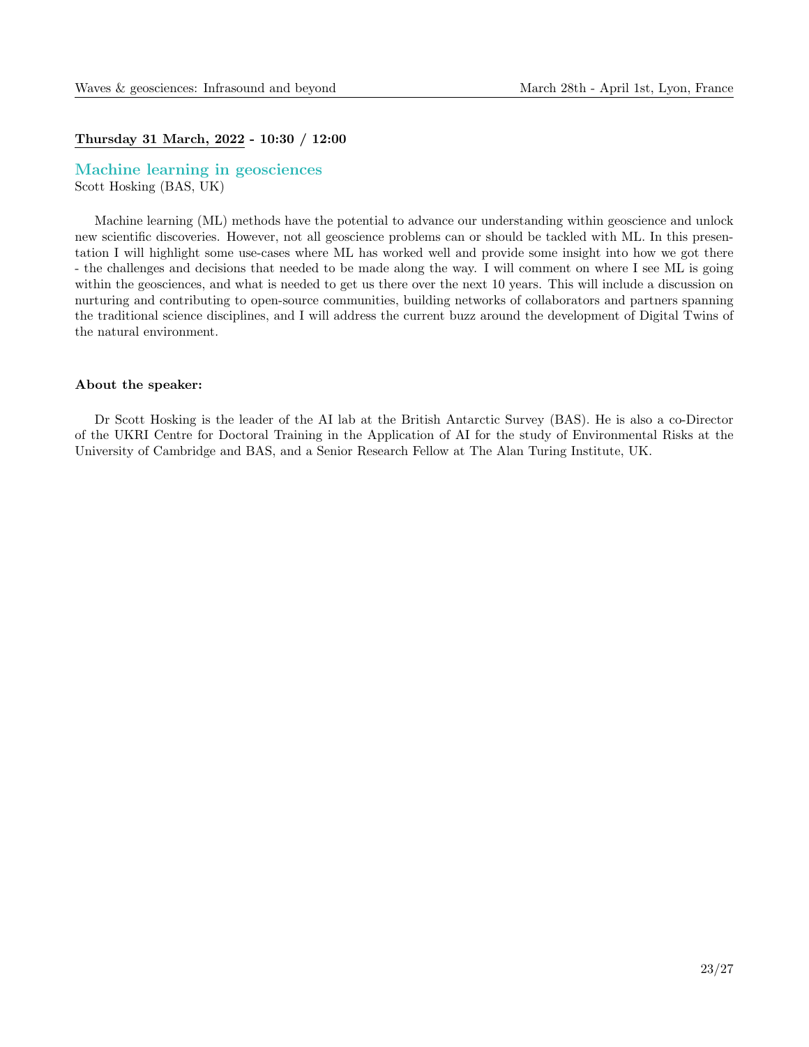**Thursday 31 March, 2022 - 10:30 / 12:00**

## Machine learning in geosciences

Scott Hosking (BAS, UK)

Machine learning (ML) methods have the potential to advance our understanding within geoscience and unlock new scientific discoveries. However, not all geoscience problems can or should be tackled with ML. In this presentation I will highlight some use-cases where ML has worked well and provide some insight into how we got there - the challenges and decisions that needed to be made along the way. I will comment on where I see ML is going within the geosciences, and what is needed to get us there over the next 10 years. This will include a discussion on nurturing and contributing to open-source communities, building networks of collaborators and partners spanning the traditional science disciplines, and I will address the current buzz around the development of Digital Twins of the natural environment.

**About the speaker:**

Dr Scott Hosking is the leader of the AI lab at the British Antarctic Survey (BAS). He is also a co-Director of the UKRI Centre for Doctoral Training in the Application of AI for the study of Environmental Risks at the University of Cambridge and BAS, and a Senior Research Fellow at The Alan Turing Institute, UK.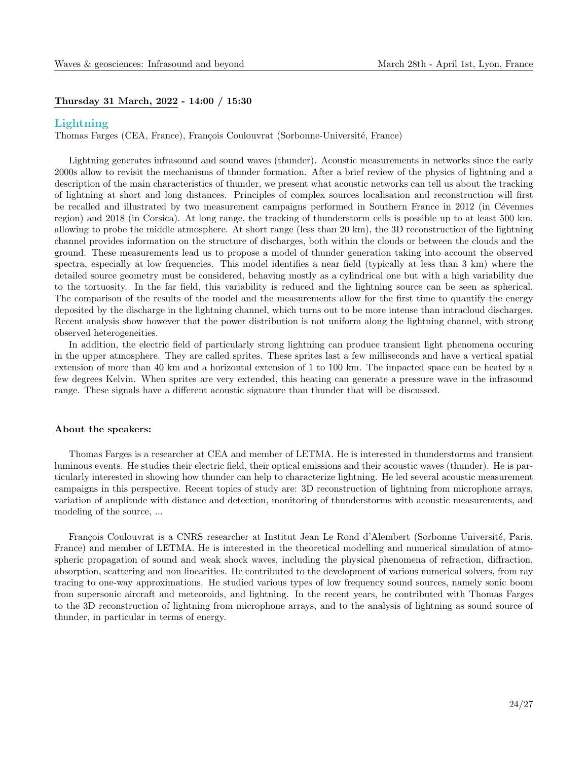**Thursday 31 March, 2022 - 14:00 / 15:30**

## Lightning

Thomas Farges (CEA, France), François Coulouvrat (Sorbonne-Université, France)

Lightning generates infrasound and sound waves (thunder). Acoustic measurements in networks since the early 2000s allow to revisit the mechanisms of thunder formation. After a brief review of the physics of lightning and a description of the main characteristics of thunder, we present what acoustic networks can tell us about the tracking of lightning at short and long distances. Principles of complex sources localisation and reconstruction will first be recalled and illustrated by two measurement campaigns performed in Southern France in 2012 (in Cévennes region) and 2018 (in Corsica). At long range, the tracking of thunderstorm cells is possible up to at least 500 km, allowing to probe the middle atmosphere. At short range (less than 20 km), the 3D reconstruction of the lightning channel provides information on the structure of discharges, both within the clouds or between the clouds and the ground. These measurements lead us to propose a model of thunder generation taking into account the observed spectra, especially at low frequencies. This model identifies a near field (typically at less than 3 km) where the detailed source geometry must be considered, behaving mostly as a cylindrical one but with a high variability due to the tortuosity. In the far field, this variability is reduced and the lightning source can be seen as spherical. The comparison of the results of the model and the measurements allow for the first time to quantify the energy deposited by the discharge in the lightning channel, which turns out to be more intense than intracloud discharges. Recent analysis show however that the power distribution is not uniform along the lightning channel, with strong observed heterogeneities.

In addition, the electric field of particularly strong lightning can produce transient light phenomena occuring in the upper atmosphere. They are called sprites. These sprites last a few milliseconds and have a vertical spatial extension of more than 40 km and a horizontal extension of 1 to 100 km. The impacted space can be heated by a few degrees Kelvin. When sprites are very extended, this heating can generate a pressure wave in the infrasound range. These signals have a different acoustic signature than thunder that will be discussed.

**About the speakers:**

Thomas Farges is a researcher at CEA and member of LETMA. He is interested in thunderstorms and transient luminous events. He studies their electric field, their optical emissions and their acoustic waves (thunder). He is particularly interested in showing how thunder can help to characterize lightning. He led several acoustic measurement campaigns in this perspective. Recent topics of study are: 3D reconstruction of lightning from microphone arrays, variation of amplitude with distance and detection, monitoring of thunderstorms with acoustic measurements, and modeling of the source, ...

François Coulouvrat is a CNRS researcher at Institut Jean Le Rond d'Alembert (Sorbonne Université, Paris, France) and member of LETMA. He is interested in the theoretical modelling and numerical simulation of atmospheric propagation of sound and weak shock waves, including the physical phenomena of refraction, diffraction, absorption, scattering and non linearities. He contributed to the development of various numerical solvers, from ray tracing to one-way approximations. He studied various types of low frequency sound sources, namely sonic boom from supersonic aircraft and meteoroids, and lightning. In the recent years, he contributed with Thomas Farges to the 3D reconstruction of lightning from microphone arrays, and to the analysis of lightning as sound source of thunder, in particular in terms of energy.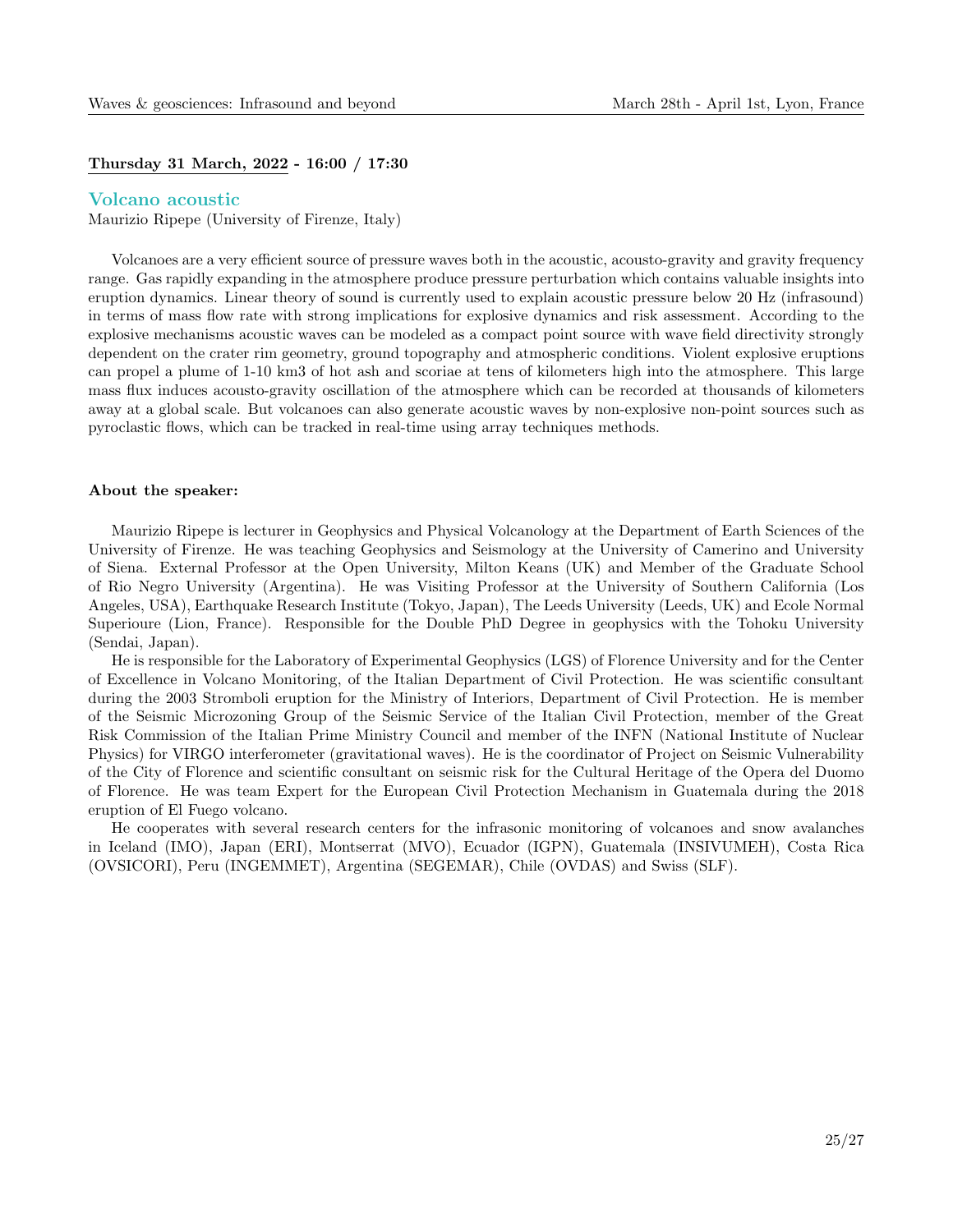**Thursday 31 March, 2022 - 16:00 / 17:30**

## Volcano acoustic

Maurizio Ripepe (University of Firenze, Italy)

Volcanoes are a very efficient source of pressure waves both in the acoustic, acousto-gravity and gravity frequency range. Gas rapidly expanding in the atmosphere produce pressure perturbation which contains valuable insights into eruption dynamics. Linear theory of sound is currently used to explain acoustic pressure below 20 Hz (infrasound) in terms of mass flow rate with strong implications for explosive dynamics and risk assessment. According to the explosive mechanisms acoustic waves can be modeled as a compact point source with wave field directivity strongly dependent on the crater rim geometry, ground topography and atmospheric conditions. Violent explosive eruptions can propel a plume of 1-10 km3 of hot ash and scoriae at tens of kilometers high into the atmosphere. This large mass flux induces acousto-gravity oscillation of the atmosphere which can be recorded at thousands of kilometers away at a global scale. But volcanoes can also generate acoustic waves by non-explosive non-point sources such as pyroclastic flows, which can be tracked in real-time using array techniques methods.

**About the speaker:**

Maurizio Ripepe is lecturer in Geophysics and Physical Volcanology at the Department of Earth Sciences of the University of Firenze. He was teaching Geophysics and Seismology at the University of Camerino and University of Siena. External Professor at the Open University, Milton Keans (UK) and Member of the Graduate School of Rio Negro University (Argentina). He was Visiting Professor at the University of Southern California (Los Angeles, USA), Earthquake Research Institute (Tokyo, Japan), The Leeds University (Leeds, UK) and Ecole Normal Superioure (Lion, France). Responsible for the Double PhD Degree in geophysics with the Tohoku University (Sendai, Japan).

He is responsible for the Laboratory of Experimental Geophysics (LGS) of Florence University and for the Center of Excellence in Volcano Monitoring, of the Italian Department of Civil Protection. He was scientific consultant during the 2003 Stromboli eruption for the Ministry of Interiors, Department of Civil Protection. He is member of the Seismic Microzoning Group of the Seismic Service of the Italian Civil Protection, member of the Great Risk Commission of the Italian Prime Ministry Council and member of the INFN (National Institute of Nuclear Physics) for VIRGO interferometer (gravitational waves). He is the coordinator of Project on Seismic Vulnerability of the City of Florence and scientific consultant on seismic risk for the Cultural Heritage of the Opera del Duomo of Florence. He was team Expert for the European Civil Protection Mechanism in Guatemala during the 2018 eruption of El Fuego volcano.

He cooperates with several research centers for the infrasonic monitoring of volcanoes and snow avalanches in Iceland (IMO), Japan (ERI), Montserrat (MVO), Ecuador (IGPN), Guatemala (INSIVUMEH), Costa Rica (OVSICORI), Peru (INGEMMET), Argentina (SEGEMAR), Chile (OVDAS) and Swiss (SLF).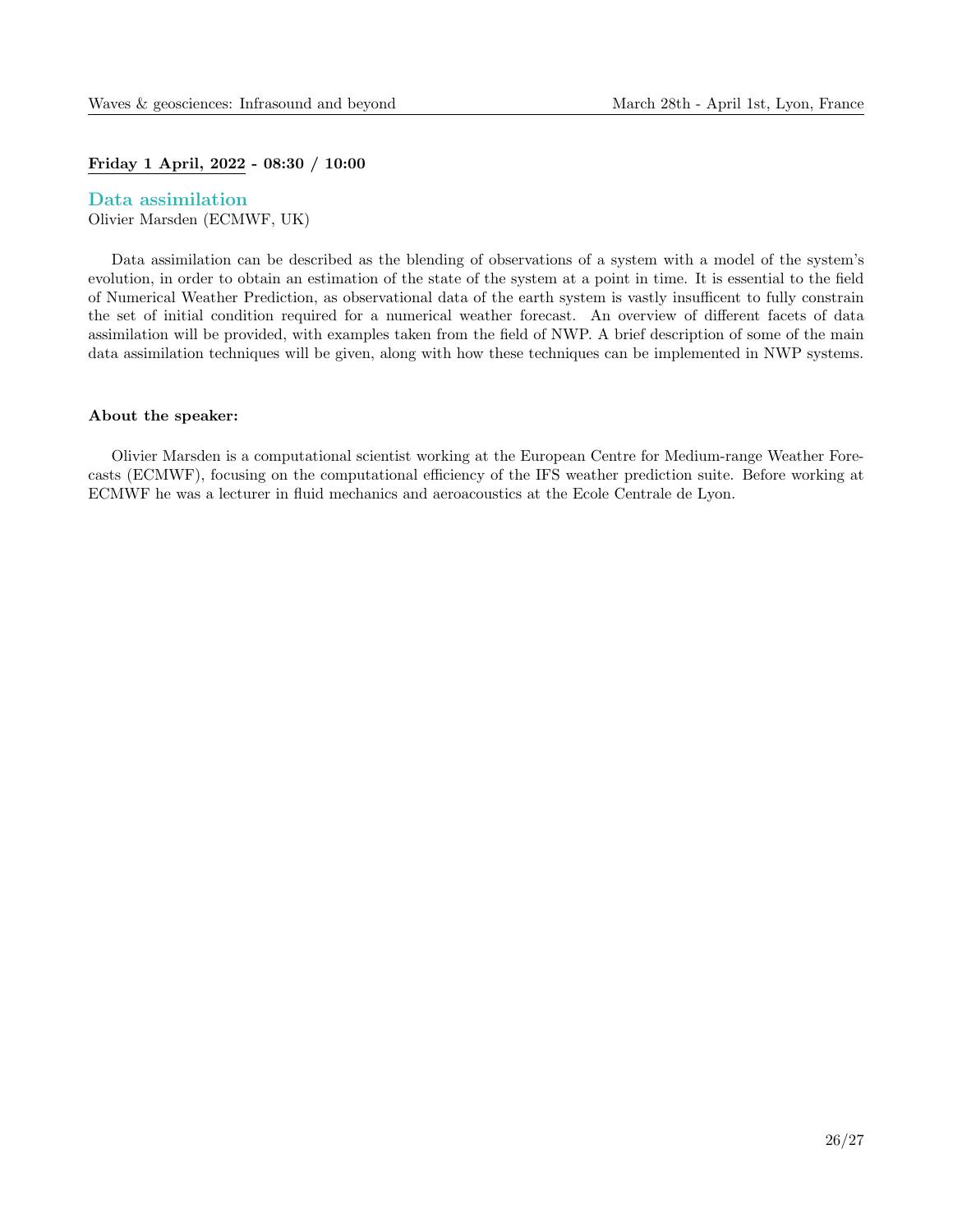**Friday 1 April, 2022 - 08:30 / 10:00**

## Data assimilation

Olivier Marsden (ECMWF, UK)

Data assimilation can be described as the blending of observations of a system with a model of the system's evolution, in order to obtain an estimation of the state of the system at a point in time. It is essential to the field of Numerical Weather Prediction, as observational data of the earth system is vastly insufficent to fully constrain the set of initial condition required for a numerical weather forecast. An overview of different facets of data assimilation will be provided, with examples taken from the field of NWP. A brief description of some of the main data assimilation techniques will be given, along with how these techniques can be implemented in NWP systems.

**About the speaker:**

Olivier Marsden is a computational scientist working at the European Centre for Medium-range Weather Forecasts (ECMWF), focusing on the computational efficiency of the IFS weather prediction suite. Before working at ECMWF he was a lecturer in fluid mechanics and aeroacoustics at the Ecole Centrale de Lyon.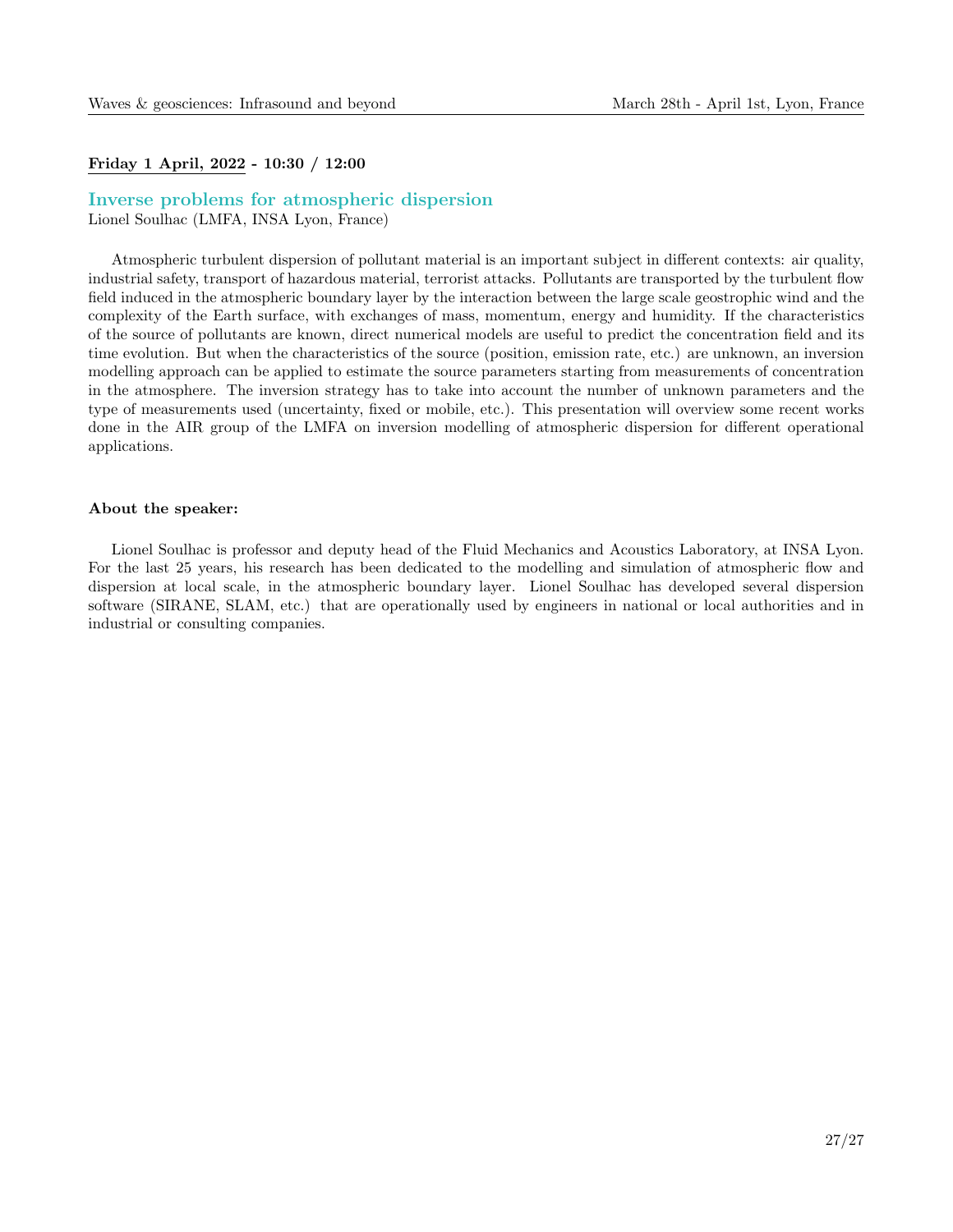**Friday 1 April, 2022 - 10:30 / 12:00**

## Inverse problems for atmospheric dispersion

Lionel Soulhac (LMFA, INSA Lyon, France)

Atmospheric turbulent dispersion of pollutant material is an important subject in different contexts: air quality, industrial safety, transport of hazardous material, terrorist attacks. Pollutants are transported by the turbulent flow field induced in the atmospheric boundary layer by the interaction between the large scale geostrophic wind and the complexity of the Earth surface, with exchanges of mass, momentum, energy and humidity. If the characteristics of the source of pollutants are known, direct numerical models are useful to predict the concentration field and its time evolution. But when the characteristics of the source (position, emission rate, etc.) are unknown, an inversion modelling approach can be applied to estimate the source parameters starting from measurements of concentration in the atmosphere. The inversion strategy has to take into account the number of unknown parameters and the type of measurements used (uncertainty, fixed or mobile, etc.). This presentation will overview some recent works done in the AIR group of the LMFA on inversion modelling of atmospheric dispersion for different operational applications.

**About the speaker:**

Lionel Soulhac is professor and deputy head of the Fluid Mechanics and Acoustics Laboratory, at INSA Lyon. For the last 25 years, his research has been dedicated to the modelling and simulation of atmospheric flow and dispersion at local scale, in the atmospheric boundary layer. Lionel Soulhac has developed several dispersion software (SIRANE, SLAM, etc.) that are operationally used by engineers in national or local authorities and in industrial or consulting companies.